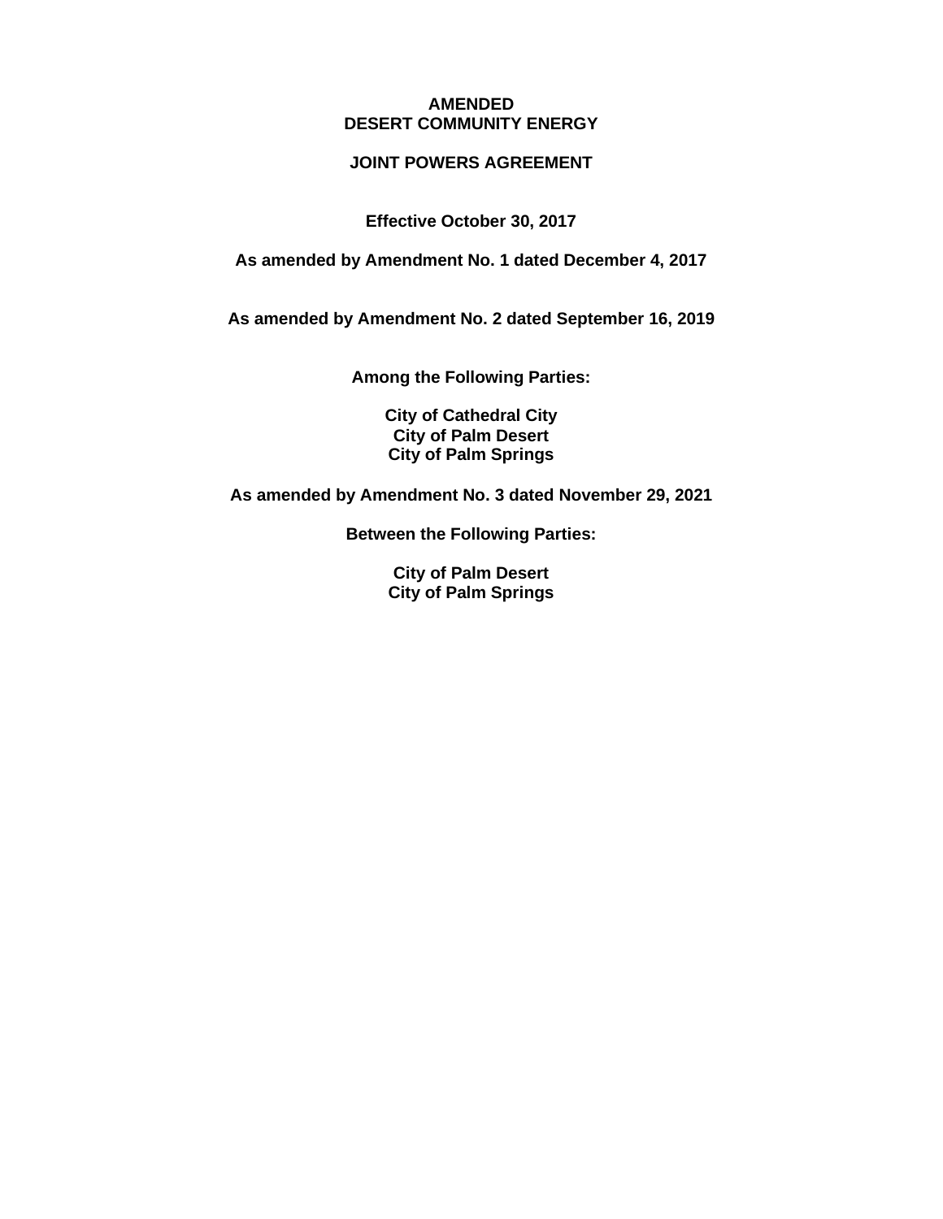# AMENDED DESERT COMMUNITY ENERGY

## JOINT POWERS AGREEMENT

**Effective October 30, 2017**

**As amended by Amendment No. 1 dated December 4, 2017**

**As amended by Amendment No. 2 dated September 16, 2019**

**Among the Following Parties:**

**City of Cathedral City**
**City of Palm Desert**
**City of Palm Springs**

**As amended by Amendment No. 3 dated November 29, 2021**

**Between the Following Parties:**

**City of Palm Desert**
**City of Palm Springs**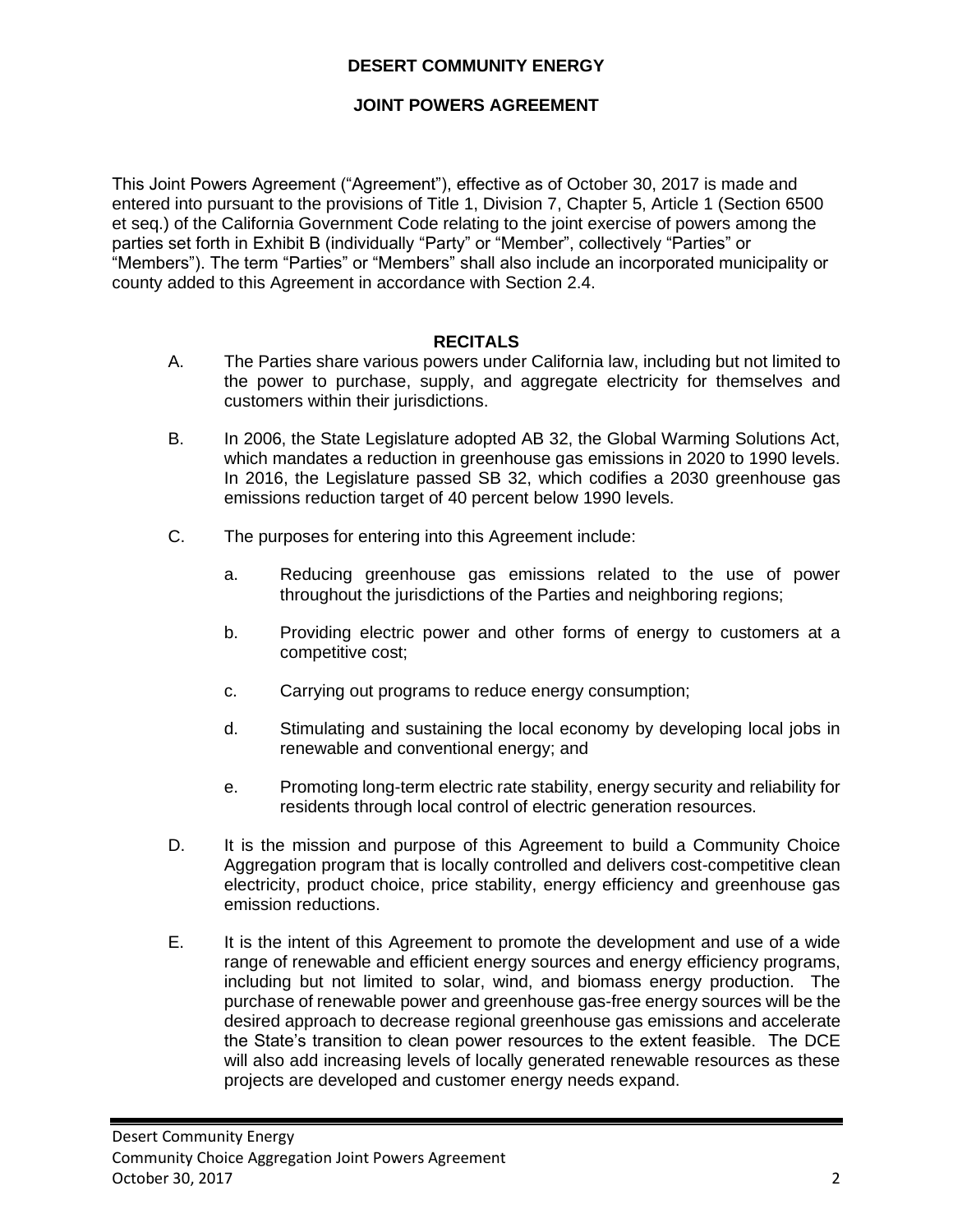# DESERT COMMUNITY ENERGY

## JOINT POWERS AGREEMENT

This Joint Powers Agreement ("Agreement"), effective as of October 30, 2017 is made and entered into pursuant to the provisions of Title 1, Division 7, Chapter 5, Article 1 (Section 6500 et seq.) of the California Government Code relating to the joint exercise of powers among the parties set forth in Exhibit B (individually "Party" or "Member", collectively "Parties" or "Members"). The term "Parties" or "Members" shall also include an incorporated municipality or county added to this Agreement in accordance with Section 2.4.

## RECITALS

A. The Parties share various powers under California law, including but not limited to the power to purchase, supply, and aggregate electricity for themselves and customers within their jurisdictions.

B. In 2006, the State Legislature adopted AB 32, the Global Warming Solutions Act, which mandates a reduction in greenhouse gas emissions in 2020 to 1990 levels. In 2016, the Legislature passed SB 32, which codifies a 2030 greenhouse gas emissions reduction target of 40 percent below 1990 levels.

C. The purposes for entering into this Agreement include:

   a. Reducing greenhouse gas emissions related to the use of power throughout the jurisdictions of the Parties and neighboring regions;

   b. Providing electric power and other forms of energy to customers at a competitive cost;

   c. Carrying out programs to reduce energy consumption;

   d. Stimulating and sustaining the local economy by developing local jobs in renewable and conventional energy; and

   e. Promoting long-term electric rate stability, energy security and reliability for residents through local control of electric generation resources.

D. It is the mission and purpose of this Agreement to build a Community Choice Aggregation program that is locally controlled and delivers cost-competitive clean electricity, product choice, price stability, energy efficiency and greenhouse gas emission reductions.

E. It is the intent of this Agreement to promote the development and use of a wide range of renewable and efficient energy sources and energy efficiency programs, including but not limited to solar, wind, and biomass energy production. The purchase of renewable power and greenhouse gas-free energy sources will be the desired approach to decrease regional greenhouse gas emissions and accelerate the State's transition to clean power resources to the extent feasible. The DCE will also add increasing levels of locally generated renewable resources as these projects are developed and customer energy needs expand.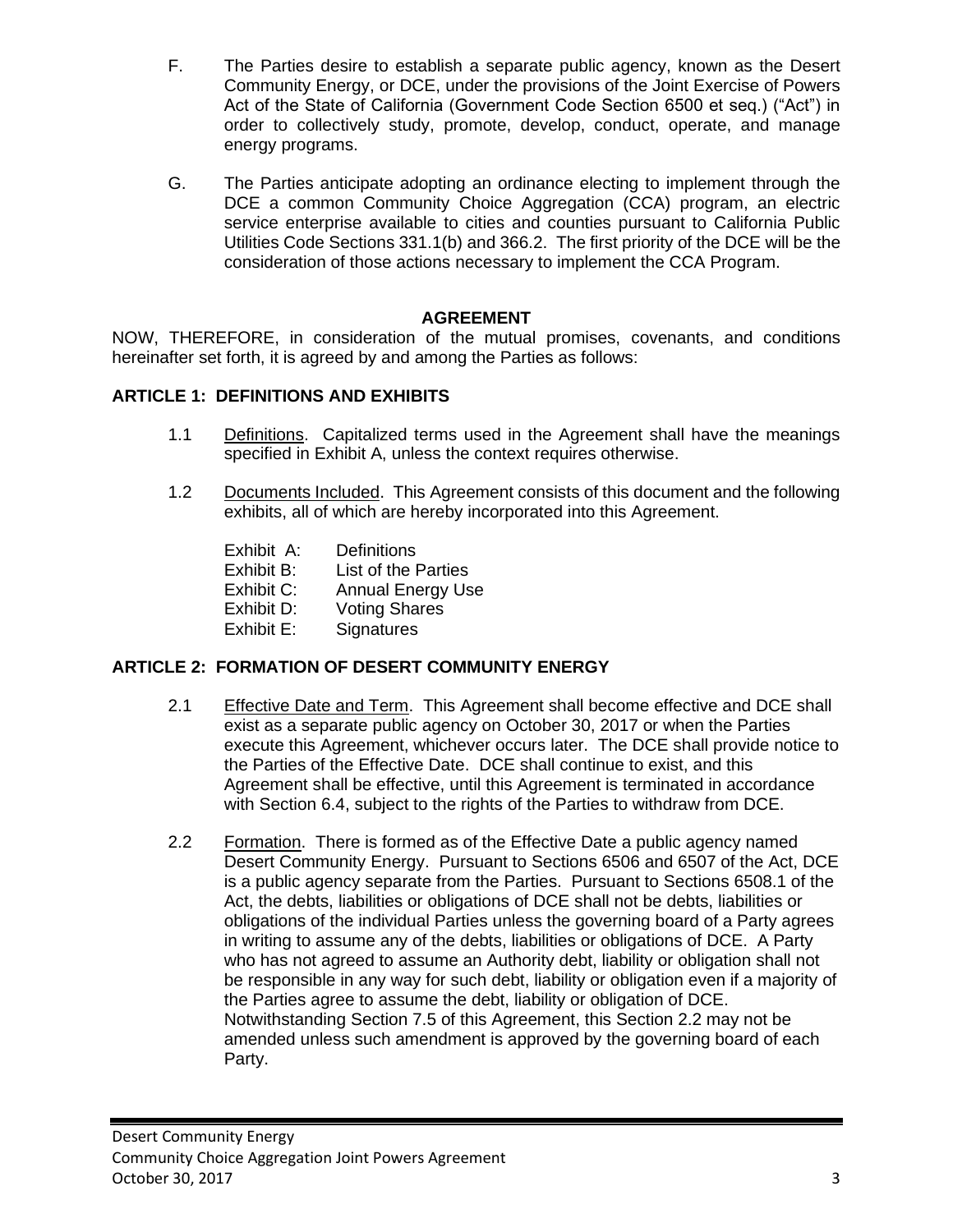F. The Parties desire to establish a separate public agency, known as the Desert Community Energy, or DCE, under the provisions of the Joint Exercise of Powers Act of the State of California (Government Code Section 6500 et seq.) ("Act") in order to collectively study, promote, develop, conduct, operate, and manage energy programs.

G. The Parties anticipate adopting an ordinance electing to implement through the DCE a common Community Choice Aggregation (CCA) program, an electric service enterprise available to cities and counties pursuant to California Public Utilities Code Sections 331.1(b) and 366.2. The first priority of the DCE will be the consideration of those actions necessary to implement the CCA Program.

## AGREEMENT

NOW, THEREFORE, in consideration of the mutual promises, covenants, and conditions hereinafter set forth, it is agreed by and among the Parties as follows:

### ARTICLE 1: DEFINITIONS AND EXHIBITS

1.1 Definitions. Capitalized terms used in the Agreement shall have the meanings specified in Exhibit A, unless the context requires otherwise.

1.2 Documents Included. This Agreement consists of this document and the following exhibits, all of which are hereby incorporated into this Agreement.

Exhibit A: Definitions
Exhibit B: List of the Parties
Exhibit C: Annual Energy Use
Exhibit D: Voting Shares
Exhibit E: Signatures

### ARTICLE 2: FORMATION OF DESERT COMMUNITY ENERGY

2.1 Effective Date and Term. This Agreement shall become effective and DCE shall exist as a separate public agency on October 30, 2017 or when the Parties execute this Agreement, whichever occurs later. The DCE shall provide notice to the Parties of the Effective Date. DCE shall continue to exist, and this Agreement shall be effective, until this Agreement is terminated in accordance with Section 6.4, subject to the rights of the Parties to withdraw from DCE.

2.2 Formation. There is formed as of the Effective Date a public agency named Desert Community Energy. Pursuant to Sections 6506 and 6507 of the Act, DCE is a public agency separate from the Parties. Pursuant to Sections 6508.1 of the Act, the debts, liabilities or obligations of DCE shall not be debts, liabilities or obligations of the individual Parties unless the governing board of a Party agrees in writing to assume any of the debts, liabilities or obligations of DCE. A Party who has not agreed to assume an Authority debt, liability or obligation shall not be responsible in any way for such debt, liability or obligation even if a majority of the Parties agree to assume the debt, liability or obligation of DCE. Notwithstanding Section 7.5 of this Agreement, this Section 2.2 may not be amended unless such amendment is approved by the governing board of each Party.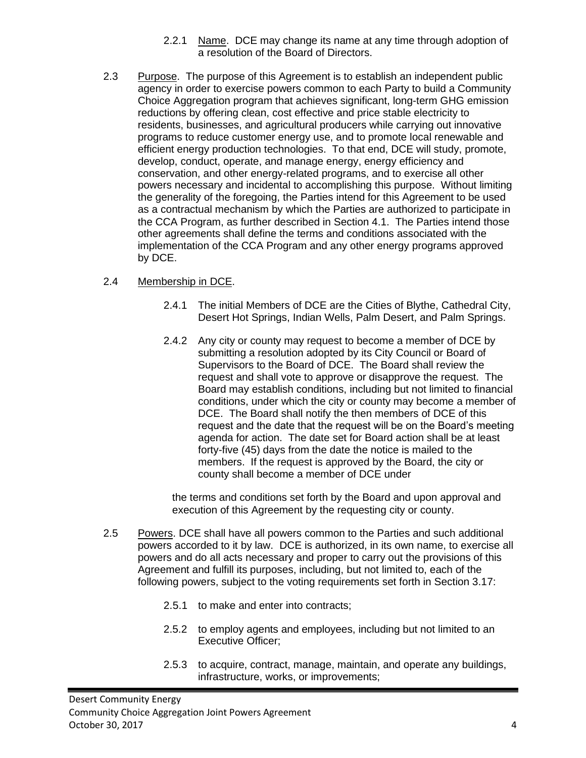2.2.1 Name. DCE may change its name at any time through adoption of a resolution of the Board of Directors.

2.3 Purpose. The purpose of this Agreement is to establish an independent public agency in order to exercise powers common to each Party to build a Community Choice Aggregation program that achieves significant, long-term GHG emission reductions by offering clean, cost effective and price stable electricity to residents, businesses, and agricultural producers while carrying out innovative programs to reduce customer energy use, and to promote local renewable and efficient energy production technologies. To that end, DCE will study, promote, develop, conduct, operate, and manage energy, energy efficiency and conservation, and other energy-related programs, and to exercise all other powers necessary and incidental to accomplishing this purpose. Without limiting the generality of the foregoing, the Parties intend for this Agreement to be used as a contractual mechanism by which the Parties are authorized to participate in the CCA Program, as further described in Section 4.1. The Parties intend those other agreements shall define the terms and conditions associated with the implementation of the CCA Program and any other energy programs approved by DCE.

2.4 Membership in DCE.

2.4.1 The initial Members of DCE are the Cities of Blythe, Cathedral City, Desert Hot Springs, Indian Wells, Palm Desert, and Palm Springs.

2.4.2 Any city or county may request to become a member of DCE by submitting a resolution adopted by its City Council or Board of Supervisors to the Board of DCE. The Board shall review the request and shall vote to approve or disapprove the request. The Board may establish conditions, including but not limited to financial conditions, under which the city or county may become a member of DCE. The Board shall notify the then members of DCE of this request and the date that the request will be on the Board's meeting agenda for action. The date set for Board action shall be at least forty-five (45) days from the date the notice is mailed to the members. If the request is approved by the Board, the city or county shall become a member of DCE under the terms and conditions set forth by the Board and upon approval and execution of this Agreement by the requesting city or county.

2.5 Powers. DCE shall have all powers common to the Parties and such additional powers accorded to it by law. DCE is authorized, in its own name, to exercise all powers and do all acts necessary and proper to carry out the provisions of this Agreement and fulfill its purposes, including, but not limited to, each of the following powers, subject to the voting requirements set forth in Section 3.17:

2.5.1 to make and enter into contracts;

2.5.2 to employ agents and employees, including but not limited to an Executive Officer;

2.5.3 to acquire, contract, manage, maintain, and operate any buildings, infrastructure, works, or improvements;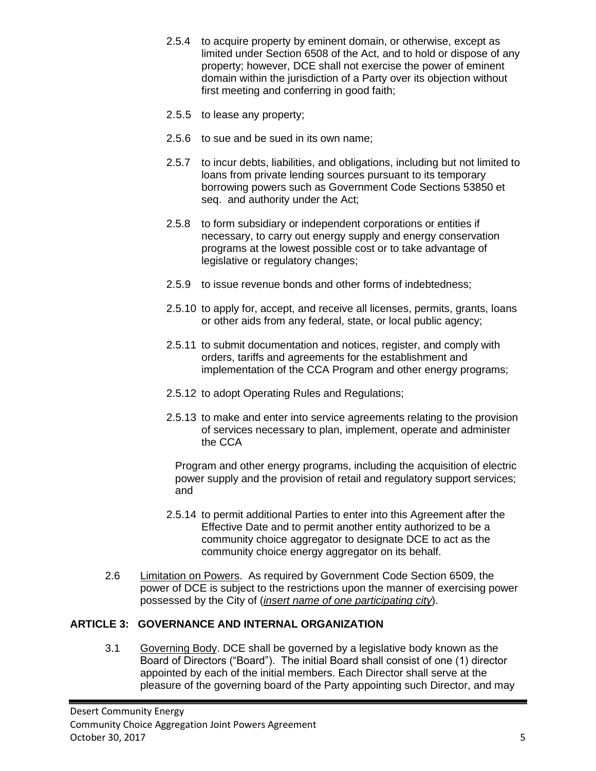2.5.4 to acquire property by eminent domain, or otherwise, except as limited under Section 6508 of the Act, and to hold or dispose of any property; however, DCE shall not exercise the power of eminent domain within the jurisdiction of a Party over its objection without first meeting and conferring in good faith;

2.5.5 to lease any property;

2.5.6 to sue and be sued in its own name;

2.5.7 to incur debts, liabilities, and obligations, including but not limited to loans from private lending sources pursuant to its temporary borrowing powers such as Government Code Sections 53850 et seq. and authority under the Act;

2.5.8 to form subsidiary or independent corporations or entities if necessary, to carry out energy supply and energy conservation programs at the lowest possible cost or to take advantage of legislative or regulatory changes;

2.5.9 to issue revenue bonds and other forms of indebtedness;

2.5.10 to apply for, accept, and receive all licenses, permits, grants, loans or other aids from any federal, state, or local public agency;

2.5.11 to submit documentation and notices, register, and comply with orders, tariffs and agreements for the establishment and implementation of the CCA Program and other energy programs;

2.5.12 to adopt Operating Rules and Regulations;

2.5.13 to make and enter into service agreements relating to the provision of services necessary to plan, implement, operate and administer the CCA

Program and other energy programs, including the acquisition of electric power supply and the provision of retail and regulatory support services; and

2.5.14 to permit additional Parties to enter into this Agreement after the Effective Date and to permit another entity authorized to be a community choice aggregator to designate DCE to act as the community choice energy aggregator on its behalf.

2.6 Limitation on Powers. As required by Government Code Section 6509, the power of DCE is subject to the restrictions upon the manner of exercising power possessed by the City of (*insert name of one participating city*).

## ARTICLE 3: GOVERNANCE AND INTERNAL ORGANIZATION

3.1 Governing Body. DCE shall be governed by a legislative body known as the Board of Directors ("Board"). The initial Board shall consist of one (1) director appointed by each of the initial members. Each Director shall serve at the pleasure of the governing board of the Party appointing such Director, and may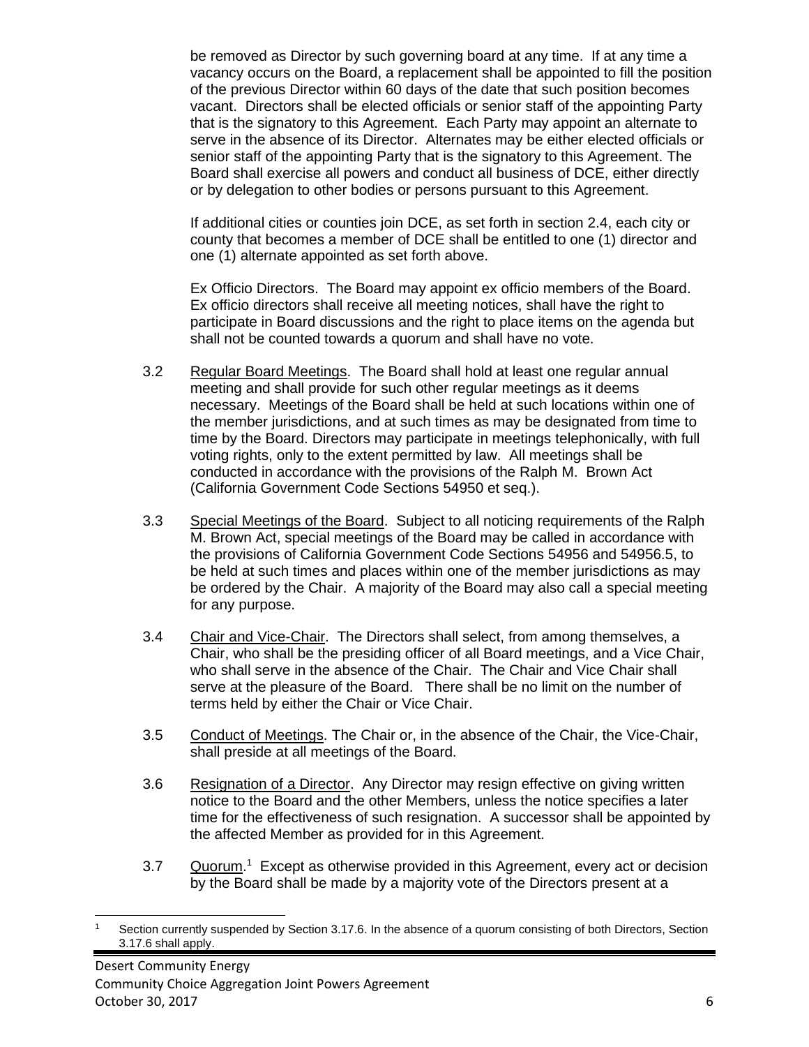be removed as Director by such governing board at any time. If at any time a vacancy occurs on the Board, a replacement shall be appointed to fill the position of the previous Director within 60 days of the date that such position becomes vacant. Directors shall be elected officials or senior staff of the appointing Party that is the signatory to this Agreement. Each Party may appoint an alternate to serve in the absence of its Director. Alternates may be either elected officials or senior staff of the appointing Party that is the signatory to this Agreement. The Board shall exercise all powers and conduct all business of DCE, either directly or by delegation to other bodies or persons pursuant to this Agreement.

If additional cities or counties join DCE, as set forth in section 2.4, each city or county that becomes a member of DCE shall be entitled to one (1) director and one (1) alternate appointed as set forth above.

Ex Officio Directors. The Board may appoint ex officio members of the Board. Ex officio directors shall receive all meeting notices, shall have the right to participate in Board discussions and the right to place items on the agenda but shall not be counted towards a quorum and shall have no vote.

3.2 Regular Board Meetings. The Board shall hold at least one regular annual meeting and shall provide for such other regular meetings as it deems necessary. Meetings of the Board shall be held at such locations within one of the member jurisdictions, and at such times as may be designated from time to time by the Board. Directors may participate in meetings telephonically, with full voting rights, only to the extent permitted by law. All meetings shall be conducted in accordance with the provisions of the Ralph M. Brown Act (California Government Code Sections 54950 et seq.).

3.3 Special Meetings of the Board. Subject to all noticing requirements of the Ralph M. Brown Act, special meetings of the Board may be called in accordance with the provisions of California Government Code Sections 54956 and 54956.5, to be held at such times and places within one of the member jurisdictions as may be ordered by the Chair. A majority of the Board may also call a special meeting for any purpose.

3.4 Chair and Vice-Chair. The Directors shall select, from among themselves, a Chair, who shall be the presiding officer of all Board meetings, and a Vice Chair, who shall serve in the absence of the Chair. The Chair and Vice Chair shall serve at the pleasure of the Board. There shall be no limit on the number of terms held by either the Chair or Vice Chair.

3.5 Conduct of Meetings. The Chair or, in the absence of the Chair, the Vice-Chair, shall preside at all meetings of the Board.

3.6 Resignation of a Director. Any Director may resign effective on giving written notice to the Board and the other Members, unless the notice specifies a later time for the effectiveness of such resignation. A successor shall be appointed by the affected Member as provided for in this Agreement.

3.7 Quorum.[1] Except as otherwise provided in this Agreement, every act or decision by the Board shall be made by a majority vote of the Directors present at a

[1] Section currently suspended by Section 3.17.6. In the absence of a quorum consisting of both Directors, Section 3.17.6 shall apply.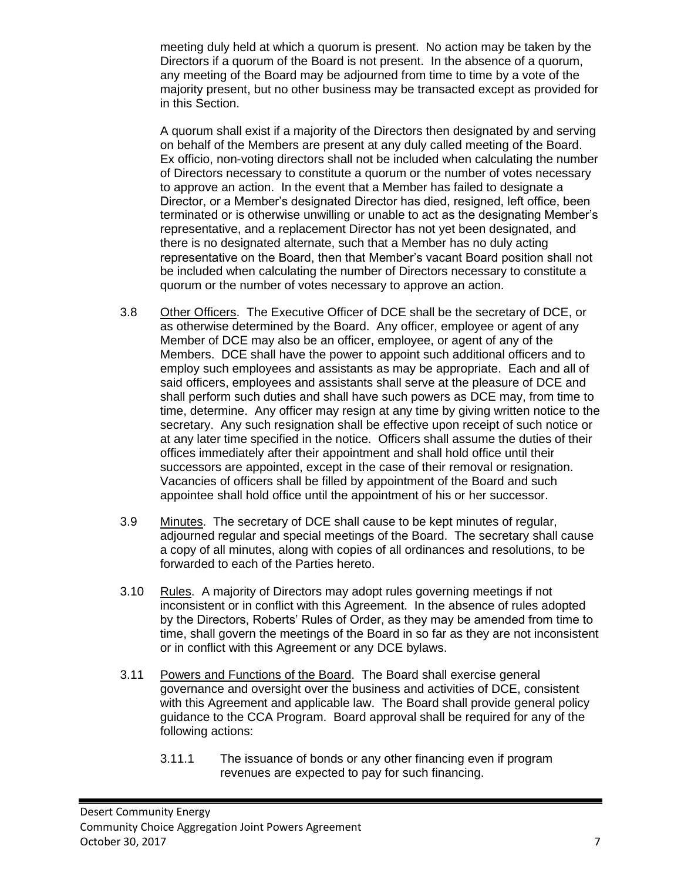meeting duly held at which a quorum is present. No action may be taken by the Directors if a quorum of the Board is not present. In the absence of a quorum, any meeting of the Board may be adjourned from time to time by a vote of the majority present, but no other business may be transacted except as provided for in this Section.

A quorum shall exist if a majority of the Directors then designated by and serving on behalf of the Members are present at any duly called meeting of the Board. Ex officio, non-voting directors shall not be included when calculating the number of Directors necessary to constitute a quorum or the number of votes necessary to approve an action. In the event that a Member has failed to designate a Director, or a Member's designated Director has died, resigned, left office, been terminated or is otherwise unwilling or unable to act as the designating Member's representative, and a replacement Director has not yet been designated, and there is no designated alternate, such that a Member has no duly acting representative on the Board, then that Member's vacant Board position shall not be included when calculating the number of Directors necessary to constitute a quorum or the number of votes necessary to approve an action.

3.8 Other Officers. The Executive Officer of DCE shall be the secretary of DCE, or as otherwise determined by the Board. Any officer, employee or agent of any Member of DCE may also be an officer, employee, or agent of any of the Members. DCE shall have the power to appoint such additional officers and to employ such employees and assistants as may be appropriate. Each and all of said officers, employees and assistants shall serve at the pleasure of DCE and shall perform such duties and shall have such powers as DCE may, from time to time, determine. Any officer may resign at any time by giving written notice to the secretary. Any such resignation shall be effective upon receipt of such notice or at any later time specified in the notice. Officers shall assume the duties of their offices immediately after their appointment and shall hold office until their successors are appointed, except in the case of their removal or resignation. Vacancies of officers shall be filled by appointment of the Board and such appointee shall hold office until the appointment of his or her successor.

3.9 Minutes. The secretary of DCE shall cause to be kept minutes of regular, adjourned regular and special meetings of the Board. The secretary shall cause a copy of all minutes, along with copies of all ordinances and resolutions, to be forwarded to each of the Parties hereto.

3.10 Rules. A majority of Directors may adopt rules governing meetings if not inconsistent or in conflict with this Agreement. In the absence of rules adopted by the Directors, Roberts' Rules of Order, as they may be amended from time to time, shall govern the meetings of the Board in so far as they are not inconsistent or in conflict with this Agreement or any DCE bylaws.

3.11 Powers and Functions of the Board. The Board shall exercise general governance and oversight over the business and activities of DCE, consistent with this Agreement and applicable law. The Board shall provide general policy guidance to the CCA Program. Board approval shall be required for any of the following actions:

3.11.1 The issuance of bonds or any other financing even if program revenues are expected to pay for such financing.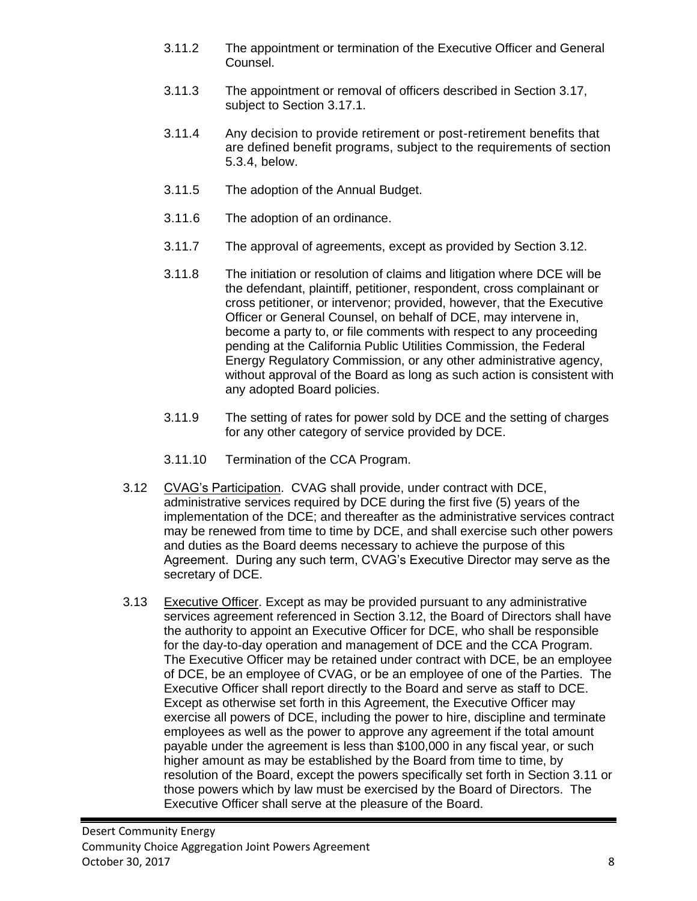3.11.2 The appointment or termination of the Executive Officer and General Counsel.

3.11.3 The appointment or removal of officers described in Section 3.17, subject to Section 3.17.1.

3.11.4 Any decision to provide retirement or post-retirement benefits that are defined benefit programs, subject to the requirements of section 5.3.4, below.

3.11.5 The adoption of the Annual Budget.

3.11.6 The adoption of an ordinance.

3.11.7 The approval of agreements, except as provided by Section 3.12.

3.11.8 The initiation or resolution of claims and litigation where DCE will be the defendant, plaintiff, petitioner, respondent, cross complainant or cross petitioner, or intervenor; provided, however, that the Executive Officer or General Counsel, on behalf of DCE, may intervene in, become a party to, or file comments with respect to any proceeding pending at the California Public Utilities Commission, the Federal Energy Regulatory Commission, or any other administrative agency, without approval of the Board as long as such action is consistent with any adopted Board policies.

3.11.9 The setting of rates for power sold by DCE and the setting of charges for any other category of service provided by DCE.

3.11.10 Termination of the CCA Program.

3.12 CVAG's Participation. CVAG shall provide, under contract with DCE, administrative services required by DCE during the first five (5) years of the implementation of the DCE; and thereafter as the administrative services contract may be renewed from time to time by DCE, and shall exercise such other powers and duties as the Board deems necessary to achieve the purpose of this Agreement. During any such term, CVAG's Executive Director may serve as the secretary of DCE.

3.13 Executive Officer. Except as may be provided pursuant to any administrative services agreement referenced in Section 3.12, the Board of Directors shall have the authority to appoint an Executive Officer for DCE, who shall be responsible for the day-to-day operation and management of DCE and the CCA Program. The Executive Officer may be retained under contract with DCE, be an employee of DCE, be an employee of CVAG, or be an employee of one of the Parties. The Executive Officer shall report directly to the Board and serve as staff to DCE. Except as otherwise set forth in this Agreement, the Executive Officer may exercise all powers of DCE, including the power to hire, discipline and terminate employees as well as the power to approve any agreement if the total amount payable under the agreement is less than $100,000 in any fiscal year, or such higher amount as may be established by the Board from time to time, by resolution of the Board, except the powers specifically set forth in Section 3.11 or those powers which by law must be exercised by the Board of Directors. The Executive Officer shall serve at the pleasure of the Board.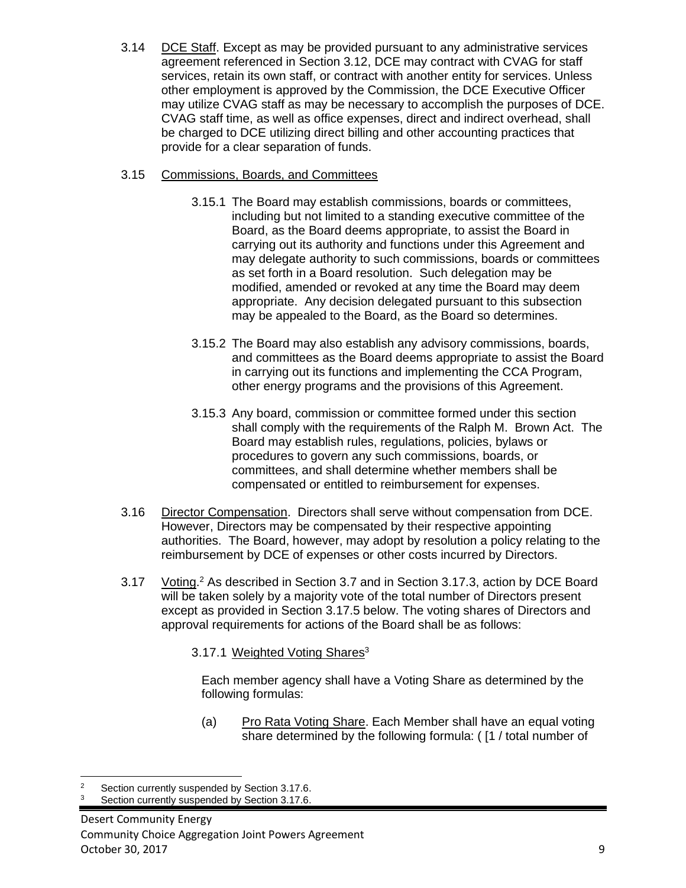3.14 DCE Staff. Except as may be provided pursuant to any administrative services agreement referenced in Section 3.12, DCE may contract with CVAG for staff services, retain its own staff, or contract with another entity for services. Unless other employment is approved by the Commission, the DCE Executive Officer may utilize CVAG staff as may be necessary to accomplish the purposes of DCE. CVAG staff time, as well as office expenses, direct and indirect overhead, shall be charged to DCE utilizing direct billing and other accounting practices that provide for a clear separation of funds.

3.15 Commissions, Boards, and Committees

3.15.1 The Board may establish commissions, boards or committees, including but not limited to a standing executive committee of the Board, as the Board deems appropriate, to assist the Board in carrying out its authority and functions under this Agreement and may delegate authority to such commissions, boards or committees as set forth in a Board resolution. Such delegation may be modified, amended or revoked at any time the Board may deem appropriate. Any decision delegated pursuant to this subsection may be appealed to the Board, as the Board so determines.

3.15.2 The Board may also establish any advisory commissions, boards, and committees as the Board deems appropriate to assist the Board in carrying out its functions and implementing the CCA Program, other energy programs and the provisions of this Agreement.

3.15.3 Any board, commission or committee formed under this section shall comply with the requirements of the Ralph M. Brown Act. The Board may establish rules, regulations, policies, bylaws or procedures to govern any such commissions, boards, or committees, and shall determine whether members shall be compensated or entitled to reimbursement for expenses.

3.16 Director Compensation. Directors shall serve without compensation from DCE. However, Directors may be compensated by their respective appointing authorities. The Board, however, may adopt by resolution a policy relating to the reimbursement by DCE of expenses or other costs incurred by Directors.

3.17 Voting.[2] As described in Section 3.7 and in Section 3.17.3, action by DCE Board will be taken solely by a majority vote of the total number of Directors present except as provided in Section 3.17.5 below. The voting shares of Directors and approval requirements for actions of the Board shall be as follows:

3.17.1 Weighted Voting Shares[3]

Each member agency shall have a Voting Share as determined by the following formulas:

(a) Pro Rata Voting Share. Each Member shall have an equal voting share determined by the following formula: ( [1 / total number of

---

[2] Section currently suspended by Section 3.17.6.

[3] Section currently suspended by Section 3.17.6.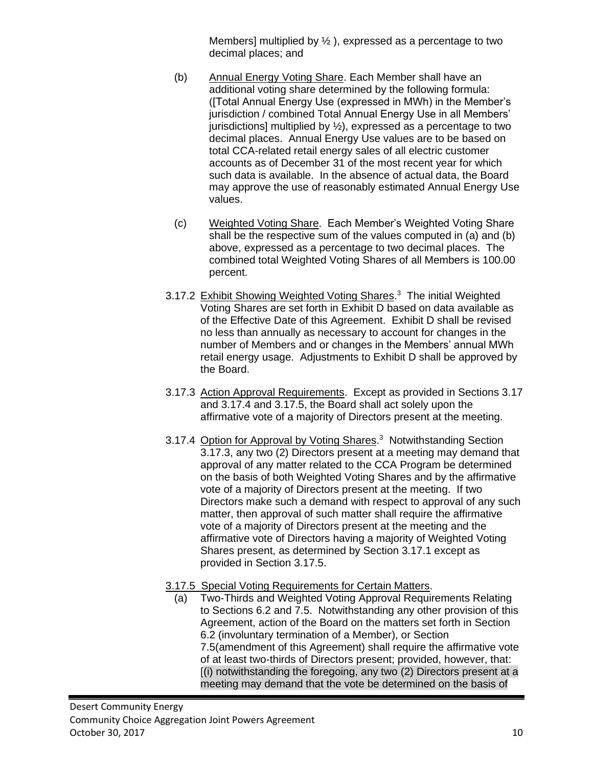Members] multiplied by ½ ), expressed as a percentage to two decimal places; and

(b) Annual Energy Voting Share. Each Member shall have an additional voting share determined by the following formula: ([Total Annual Energy Use (expressed in MWh) in the Member's jurisdiction / combined Total Annual Energy Use in all Members' jurisdictions] multiplied by ½), expressed as a percentage to two decimal places. Annual Energy Use values are to be based on total CCA-related retail energy sales of all electric customer accounts as of December 31 of the most recent year for which such data is available. In the absence of actual data, the Board may approve the use of reasonably estimated Annual Energy Use values.

(c) Weighted Voting Share. Each Member's Weighted Voting Share shall be the respective sum of the values computed in (a) and (b) above, expressed as a percentage to two decimal places. The combined total Weighted Voting Shares of all Members is 100.00 percent.

3.17.2 Exhibit Showing Weighted Voting Shares.[3] The initial Weighted Voting Shares are set forth in Exhibit D based on data available as of the Effective Date of this Agreement. Exhibit D shall be revised no less than annually as necessary to account for changes in the number of Members and or changes in the Members' annual MWh retail energy usage. Adjustments to Exhibit D shall be approved by the Board.

3.17.3 Action Approval Requirements. Except as provided in Sections 3.17 and 3.17.4 and 3.17.5, the Board shall act solely upon the affirmative vote of a majority of Directors present at the meeting.

3.17.4 Option for Approval by Voting Shares.[3] Notwithstanding Section 3.17.3, any two (2) Directors present at a meeting may demand that approval of any matter related to the CCA Program be determined on the basis of both Weighted Voting Shares and by the affirmative vote of a majority of Directors present at the meeting. If two Directors make such a demand with respect to approval of any such matter, then approval of such matter shall require the affirmative vote of a majority of Directors present at the meeting and the affirmative vote of Directors having a majority of Weighted Voting Shares present, as determined by Section 3.17.1 except as provided in Section 3.17.5.

3.17.5 Special Voting Requirements for Certain Matters.

(a) Two-Thirds and Weighted Voting Approval Requirements Relating to Sections 6.2 and 7.5. Notwithstanding any other provision of this Agreement, action of the Board on the matters set forth in Section 6.2 (involuntary termination of a Member), or Section 7.5(amendment of this Agreement) shall require the affirmative vote of at least two-thirds of Directors present; provided, however, that: [(i) notwithstanding the foregoing, any two (2) Directors present at a meeting may demand that the vote be determined on the basis of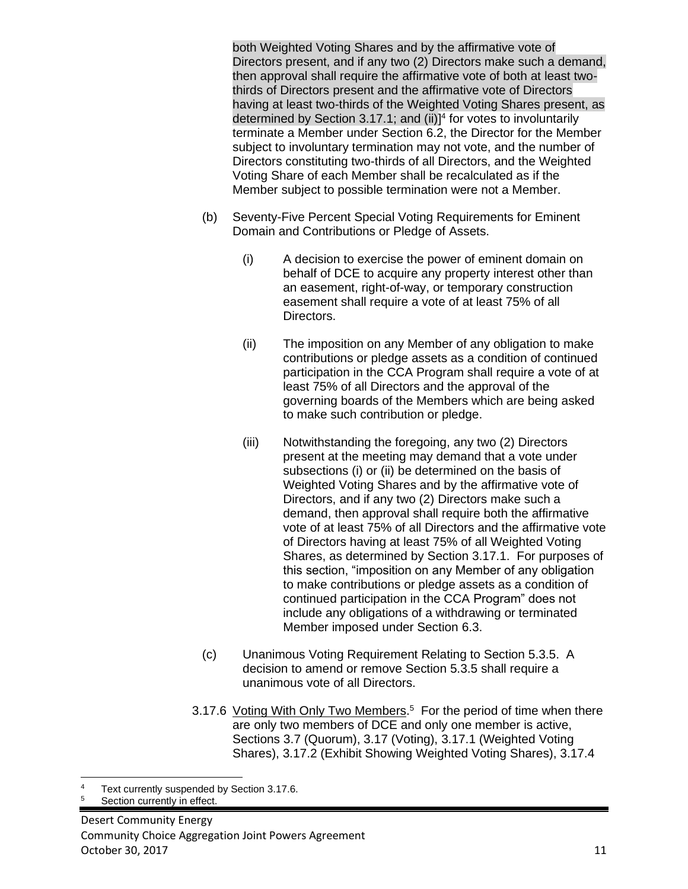both Weighted Voting Shares and by the affirmative vote of Directors present, and if any two (2) Directors make such a demand, then approval shall require the affirmative vote of both at least two-thirds of Directors present and the affirmative vote of Directors having at least two-thirds of the Weighted Voting Shares present, as determined by Section 3.17.1; and (ii)][4] for votes to involuntarily terminate a Member under Section 6.2, the Director for the Member subject to involuntary termination may not vote, and the number of Directors constituting two-thirds of all Directors, and the Weighted Voting Share of each Member shall be recalculated as if the Member subject to possible termination were not a Member.

(b) Seventy-Five Percent Special Voting Requirements for Eminent Domain and Contributions or Pledge of Assets.

(i) A decision to exercise the power of eminent domain on behalf of DCE to acquire any property interest other than an easement, right-of-way, or temporary construction easement shall require a vote of at least 75% of all Directors.

(ii) The imposition on any Member of any obligation to make contributions or pledge assets as a condition of continued participation in the CCA Program shall require a vote of at least 75% of all Directors and the approval of the governing boards of the Members which are being asked to make such contribution or pledge.

(iii) Notwithstanding the foregoing, any two (2) Directors present at the meeting may demand that a vote under subsections (i) or (ii) be determined on the basis of Weighted Voting Shares and by the affirmative vote of Directors, and if any two (2) Directors make such a demand, then approval shall require both the affirmative vote of at least 75% of all Directors and the affirmative vote of Directors having at least 75% of all Weighted Voting Shares, as determined by Section 3.17.1. For purposes of this section, "imposition on any Member of any obligation to make contributions or pledge assets as a condition of continued participation in the CCA Program" does not include any obligations of a withdrawing or terminated Member imposed under Section 6.3.

(c) Unanimous Voting Requirement Relating to Section 5.3.5. A decision to amend or remove Section 5.3.5 shall require a unanimous vote of all Directors.

3.17.6 Voting With Only Two Members.[5] For the period of time when there are only two members of DCE and only one member is active, Sections 3.7 (Quorum), 3.17 (Voting), 3.17.1 (Weighted Voting Shares), 3.17.2 (Exhibit Showing Weighted Voting Shares), 3.17.4

---

[4] Text currently suspended by Section 3.17.6.

[5] Section currently in effect.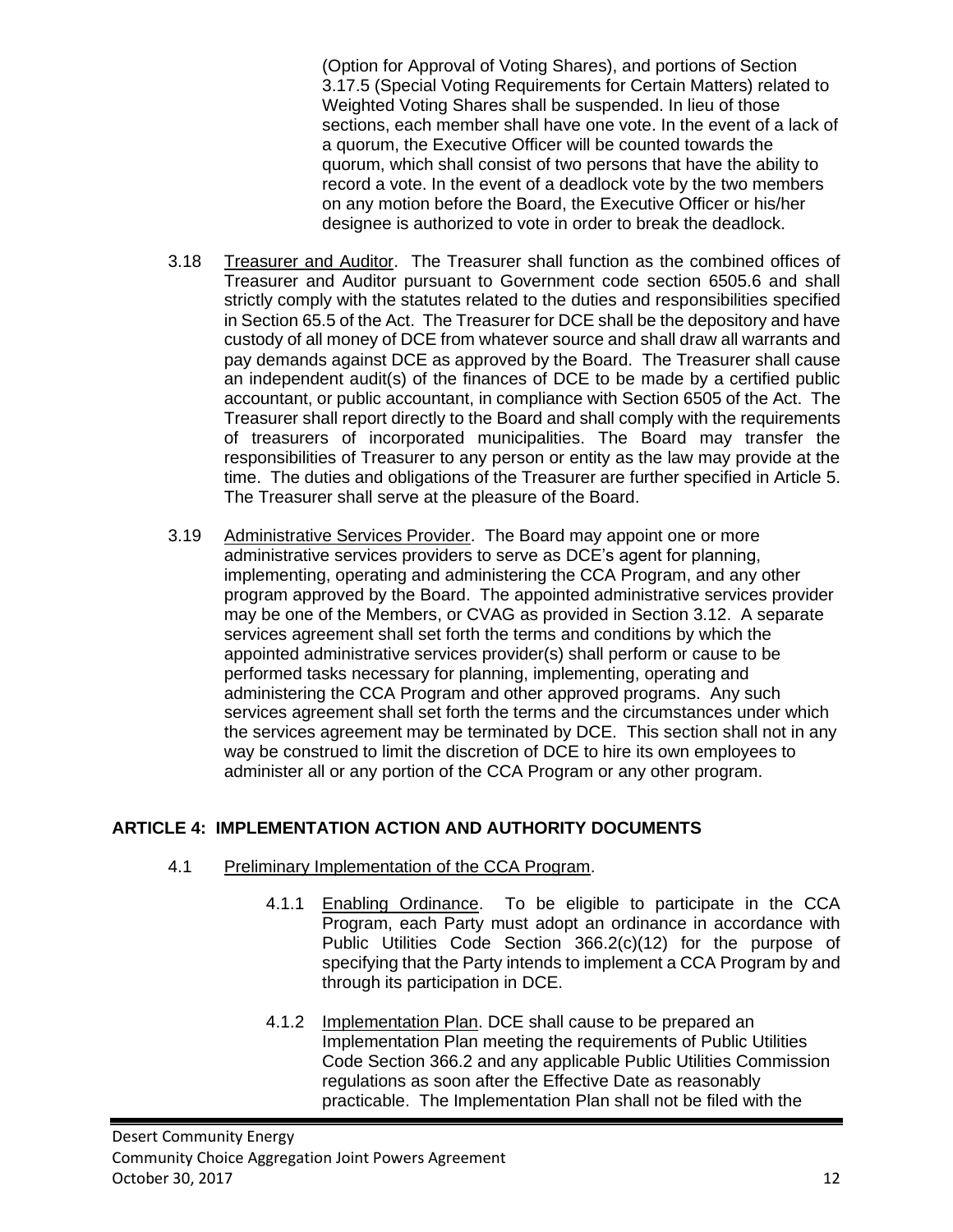(Option for Approval of Voting Shares), and portions of Section 3.17.5 (Special Voting Requirements for Certain Matters) related to Weighted Voting Shares shall be suspended. In lieu of those sections, each member shall have one vote. In the event of a lack of a quorum, the Executive Officer will be counted towards the quorum, which shall consist of two persons that have the ability to record a vote. In the event of a deadlock vote by the two members on any motion before the Board, the Executive Officer or his/her designee is authorized to vote in order to break the deadlock.

3.18 Treasurer and Auditor. The Treasurer shall function as the combined offices of Treasurer and Auditor pursuant to Government code section 6505.6 and shall strictly comply with the statutes related to the duties and responsibilities specified in Section 65.5 of the Act. The Treasurer for DCE shall be the depository and have custody of all money of DCE from whatever source and shall draw all warrants and pay demands against DCE as approved by the Board. The Treasurer shall cause an independent audit(s) of the finances of DCE to be made by a certified public accountant, or public accountant, in compliance with Section 6505 of the Act. The Treasurer shall report directly to the Board and shall comply with the requirements of treasurers of incorporated municipalities. The Board may transfer the responsibilities of Treasurer to any person or entity as the law may provide at the time. The duties and obligations of the Treasurer are further specified in Article 5. The Treasurer shall serve at the pleasure of the Board.

3.19 Administrative Services Provider. The Board may appoint one or more administrative services providers to serve as DCE's agent for planning, implementing, operating and administering the CCA Program, and any other program approved by the Board. The appointed administrative services provider may be one of the Members, or CVAG as provided in Section 3.12. A separate services agreement shall set forth the terms and conditions by which the appointed administrative services provider(s) shall perform or cause to be performed tasks necessary for planning, implementing, operating and administering the CCA Program and other approved programs. Any such services agreement shall set forth the terms and the circumstances under which the services agreement may be terminated by DCE. This section shall not in any way be construed to limit the discretion of DCE to hire its own employees to administer all or any portion of the CCA Program or any other program.

## ARTICLE 4: IMPLEMENTATION ACTION AND AUTHORITY DOCUMENTS

4.1 Preliminary Implementation of the CCA Program.

4.1.1 Enabling Ordinance. To be eligible to participate in the CCA Program, each Party must adopt an ordinance in accordance with Public Utilities Code Section 366.2(c)(12) for the purpose of specifying that the Party intends to implement a CCA Program by and through its participation in DCE.

4.1.2 Implementation Plan. DCE shall cause to be prepared an Implementation Plan meeting the requirements of Public Utilities Code Section 366.2 and any applicable Public Utilities Commission regulations as soon after the Effective Date as reasonably practicable. The Implementation Plan shall not be filed with the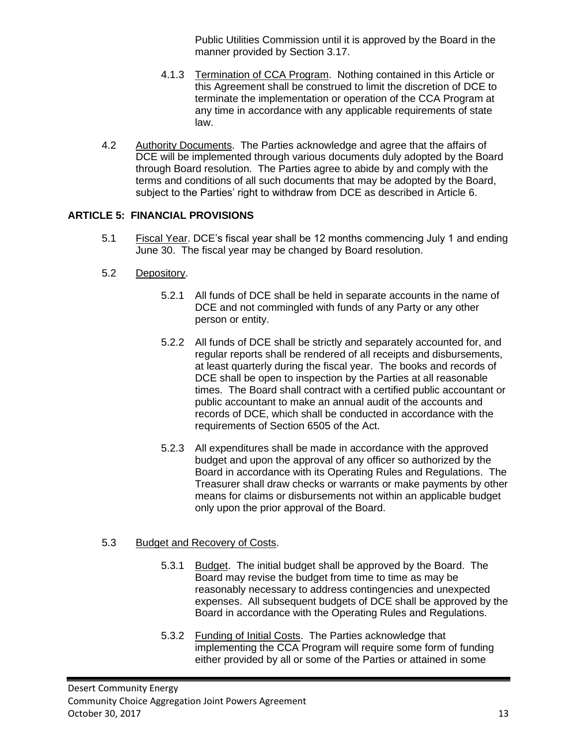Public Utilities Commission until it is approved by the Board in the manner provided by Section 3.17.

4.1.3 Termination of CCA Program. Nothing contained in this Article or this Agreement shall be construed to limit the discretion of DCE to terminate the implementation or operation of the CCA Program at any time in accordance with any applicable requirements of state law.

4.2 Authority Documents. The Parties acknowledge and agree that the affairs of DCE will be implemented through various documents duly adopted by the Board through Board resolution. The Parties agree to abide by and comply with the terms and conditions of all such documents that may be adopted by the Board, subject to the Parties' right to withdraw from DCE as described in Article 6.

## ARTICLE 5: FINANCIAL PROVISIONS

5.1 Fiscal Year. DCE's fiscal year shall be 12 months commencing July 1 and ending June 30. The fiscal year may be changed by Board resolution.

5.2 Depository.

5.2.1 All funds of DCE shall be held in separate accounts in the name of DCE and not commingled with funds of any Party or any other person or entity.

5.2.2 All funds of DCE shall be strictly and separately accounted for, and regular reports shall be rendered of all receipts and disbursements, at least quarterly during the fiscal year. The books and records of DCE shall be open to inspection by the Parties at all reasonable times. The Board shall contract with a certified public accountant or public accountant to make an annual audit of the accounts and records of DCE, which shall be conducted in accordance with the requirements of Section 6505 of the Act.

5.2.3 All expenditures shall be made in accordance with the approved budget and upon the approval of any officer so authorized by the Board in accordance with its Operating Rules and Regulations. The Treasurer shall draw checks or warrants or make payments by other means for claims or disbursements not within an applicable budget only upon the prior approval of the Board.

5.3 Budget and Recovery of Costs.

5.3.1 Budget. The initial budget shall be approved by the Board. The Board may revise the budget from time to time as may be reasonably necessary to address contingencies and unexpected expenses. All subsequent budgets of DCE shall be approved by the Board in accordance with the Operating Rules and Regulations.

5.3.2 Funding of Initial Costs. The Parties acknowledge that implementing the CCA Program will require some form of funding either provided by all or some of the Parties or attained in some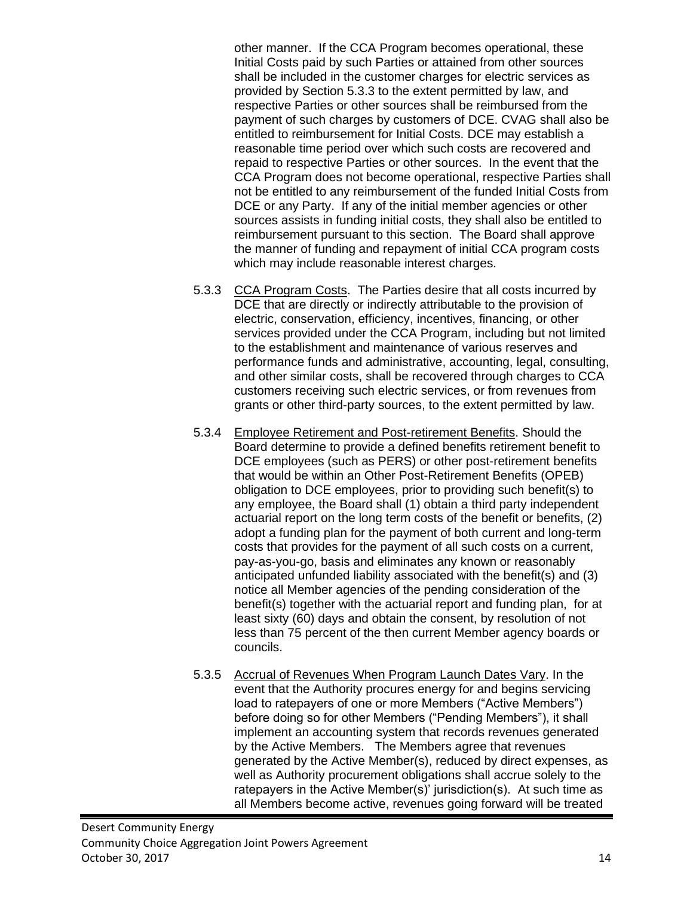other manner. If the CCA Program becomes operational, these Initial Costs paid by such Parties or attained from other sources shall be included in the customer charges for electric services as provided by Section 5.3.3 to the extent permitted by law, and respective Parties or other sources shall be reimbursed from the payment of such charges by customers of DCE. CVAG shall also be entitled to reimbursement for Initial Costs. DCE may establish a reasonable time period over which such costs are recovered and repaid to respective Parties or other sources. In the event that the CCA Program does not become operational, respective Parties shall not be entitled to any reimbursement of the funded Initial Costs from DCE or any Party. If any of the initial member agencies or other sources assists in funding initial costs, they shall also be entitled to reimbursement pursuant to this section. The Board shall approve the manner of funding and repayment of initial CCA program costs which may include reasonable interest charges.

5.3.3 CCA Program Costs. The Parties desire that all costs incurred by DCE that are directly or indirectly attributable to the provision of electric, conservation, efficiency, incentives, financing, or other services provided under the CCA Program, including but not limited to the establishment and maintenance of various reserves and performance funds and administrative, accounting, legal, consulting, and other similar costs, shall be recovered through charges to CCA customers receiving such electric services, or from revenues from grants or other third-party sources, to the extent permitted by law.

5.3.4 Employee Retirement and Post-retirement Benefits. Should the Board determine to provide a defined benefits retirement benefit to DCE employees (such as PERS) or other post-retirement benefits that would be within an Other Post-Retirement Benefits (OPEB) obligation to DCE employees, prior to providing such benefit(s) to any employee, the Board shall (1) obtain a third party independent actuarial report on the long term costs of the benefit or benefits, (2) adopt a funding plan for the payment of both current and long-term costs that provides for the payment of all such costs on a current, pay-as-you-go, basis and eliminates any known or reasonably anticipated unfunded liability associated with the benefit(s) and (3) notice all Member agencies of the pending consideration of the benefit(s) together with the actuarial report and funding plan, for at least sixty (60) days and obtain the consent, by resolution of not less than 75 percent of the then current Member agency boards or councils.

5.3.5 Accrual of Revenues When Program Launch Dates Vary. In the event that the Authority procures energy for and begins servicing load to ratepayers of one or more Members ("Active Members") before doing so for other Members ("Pending Members"), it shall implement an accounting system that records revenues generated by the Active Members. The Members agree that revenues generated by the Active Member(s), reduced by direct expenses, as well as Authority procurement obligations shall accrue solely to the ratepayers in the Active Member(s)' jurisdiction(s). At such time as all Members become active, revenues going forward will be treated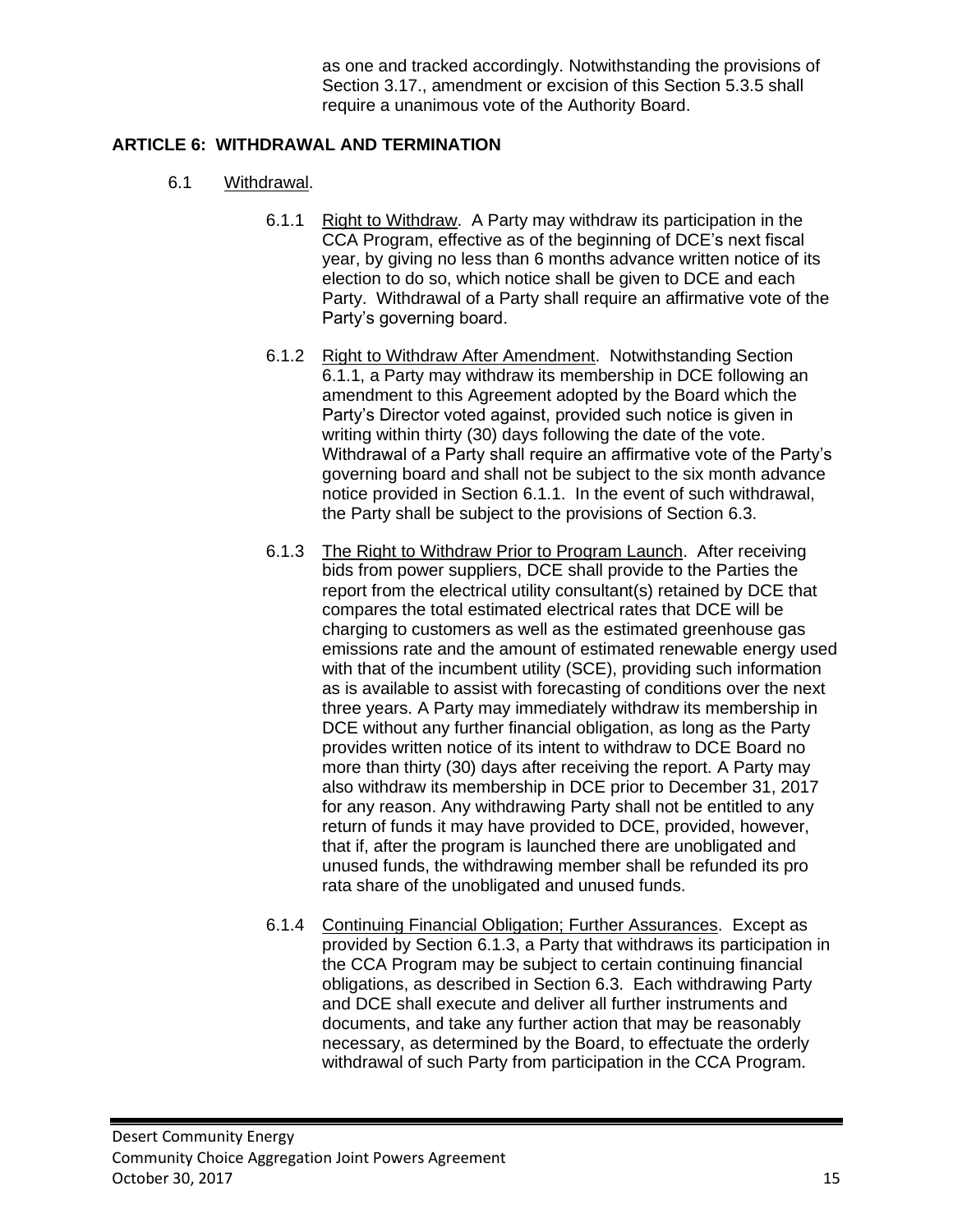as one and tracked accordingly. Notwithstanding the provisions of Section 3.17., amendment or excision of this Section 5.3.5 shall require a unanimous vote of the Authority Board.

## ARTICLE 6: WITHDRAWAL AND TERMINATION

6.1 Withdrawal.

6.1.1 Right to Withdraw. A Party may withdraw its participation in the CCA Program, effective as of the beginning of DCE's next fiscal year, by giving no less than 6 months advance written notice of its election to do so, which notice shall be given to DCE and each Party. Withdrawal of a Party shall require an affirmative vote of the Party's governing board.

6.1.2 Right to Withdraw After Amendment. Notwithstanding Section 6.1.1, a Party may withdraw its membership in DCE following an amendment to this Agreement adopted by the Board which the Party's Director voted against, provided such notice is given in writing within thirty (30) days following the date of the vote. Withdrawal of a Party shall require an affirmative vote of the Party's governing board and shall not be subject to the six month advance notice provided in Section 6.1.1. In the event of such withdrawal, the Party shall be subject to the provisions of Section 6.3.

6.1.3 The Right to Withdraw Prior to Program Launch. After receiving bids from power suppliers, DCE shall provide to the Parties the report from the electrical utility consultant(s) retained by DCE that compares the total estimated electrical rates that DCE will be charging to customers as well as the estimated greenhouse gas emissions rate and the amount of estimated renewable energy used with that of the incumbent utility (SCE), providing such information as is available to assist with forecasting of conditions over the next three years. A Party may immediately withdraw its membership in DCE without any further financial obligation, as long as the Party provides written notice of its intent to withdraw to DCE Board no more than thirty (30) days after receiving the report. A Party may also withdraw its membership in DCE prior to December 31, 2017 for any reason. Any withdrawing Party shall not be entitled to any return of funds it may have provided to DCE, provided, however, that if, after the program is launched there are unobligated and unused funds, the withdrawing member shall be refunded its pro rata share of the unobligated and unused funds.

6.1.4 Continuing Financial Obligation; Further Assurances. Except as provided by Section 6.1.3, a Party that withdraws its participation in the CCA Program may be subject to certain continuing financial obligations, as described in Section 6.3. Each withdrawing Party and DCE shall execute and deliver all further instruments and documents, and take any further action that may be reasonably necessary, as determined by the Board, to effectuate the orderly withdrawal of such Party from participation in the CCA Program.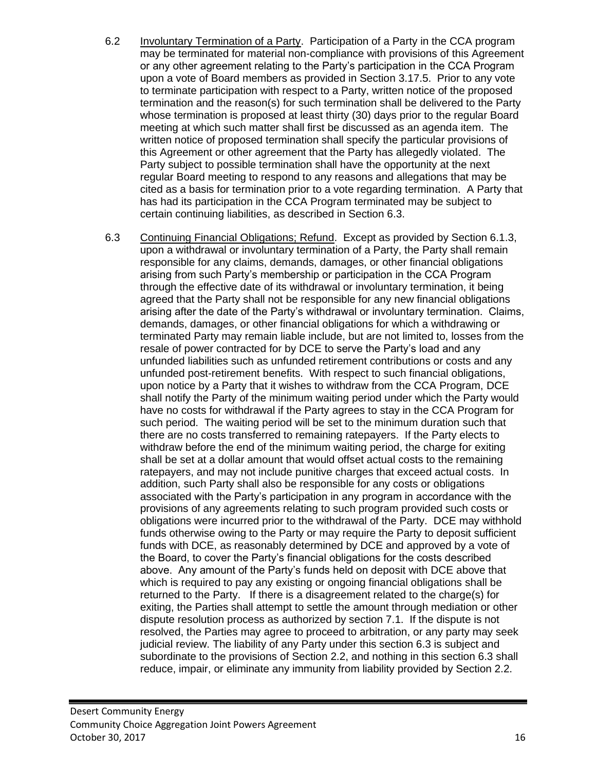6.2 Involuntary Termination of a Party. Participation of a Party in the CCA program may be terminated for material non-compliance with provisions of this Agreement or any other agreement relating to the Party's participation in the CCA Program upon a vote of Board members as provided in Section 3.17.5. Prior to any vote to terminate participation with respect to a Party, written notice of the proposed termination and the reason(s) for such termination shall be delivered to the Party whose termination is proposed at least thirty (30) days prior to the regular Board meeting at which such matter shall first be discussed as an agenda item. The written notice of proposed termination shall specify the particular provisions of this Agreement or other agreement that the Party has allegedly violated. The Party subject to possible termination shall have the opportunity at the next regular Board meeting to respond to any reasons and allegations that may be cited as a basis for termination prior to a vote regarding termination. A Party that has had its participation in the CCA Program terminated may be subject to certain continuing liabilities, as described in Section 6.3.

6.3 Continuing Financial Obligations; Refund. Except as provided by Section 6.1.3, upon a withdrawal or involuntary termination of a Party, the Party shall remain responsible for any claims, demands, damages, or other financial obligations arising from such Party's membership or participation in the CCA Program through the effective date of its withdrawal or involuntary termination, it being agreed that the Party shall not be responsible for any new financial obligations arising after the date of the Party's withdrawal or involuntary termination. Claims, demands, damages, or other financial obligations for which a withdrawing or terminated Party may remain liable include, but are not limited to, losses from the resale of power contracted for by DCE to serve the Party's load and any unfunded liabilities such as unfunded retirement contributions or costs and any unfunded post-retirement benefits. With respect to such financial obligations, upon notice by a Party that it wishes to withdraw from the CCA Program, DCE shall notify the Party of the minimum waiting period under which the Party would have no costs for withdrawal if the Party agrees to stay in the CCA Program for such period. The waiting period will be set to the minimum duration such that there are no costs transferred to remaining ratepayers. If the Party elects to withdraw before the end of the minimum waiting period, the charge for exiting shall be set at a dollar amount that would offset actual costs to the remaining ratepayers, and may not include punitive charges that exceed actual costs. In addition, such Party shall also be responsible for any costs or obligations associated with the Party's participation in any program in accordance with the provisions of any agreements relating to such program provided such costs or obligations were incurred prior to the withdrawal of the Party. DCE may withhold funds otherwise owing to the Party or may require the Party to deposit sufficient funds with DCE, as reasonably determined by DCE and approved by a vote of the Board, to cover the Party's financial obligations for the costs described above. Any amount of the Party's funds held on deposit with DCE above that which is required to pay any existing or ongoing financial obligations shall be returned to the Party. If there is a disagreement related to the charge(s) for exiting, the Parties shall attempt to settle the amount through mediation or other dispute resolution process as authorized by section 7.1. If the dispute is not resolved, the Parties may agree to proceed to arbitration, or any party may seek judicial review. The liability of any Party under this section 6.3 is subject and subordinate to the provisions of Section 2.2, and nothing in this section 6.3 shall reduce, impair, or eliminate any immunity from liability provided by Section 2.2.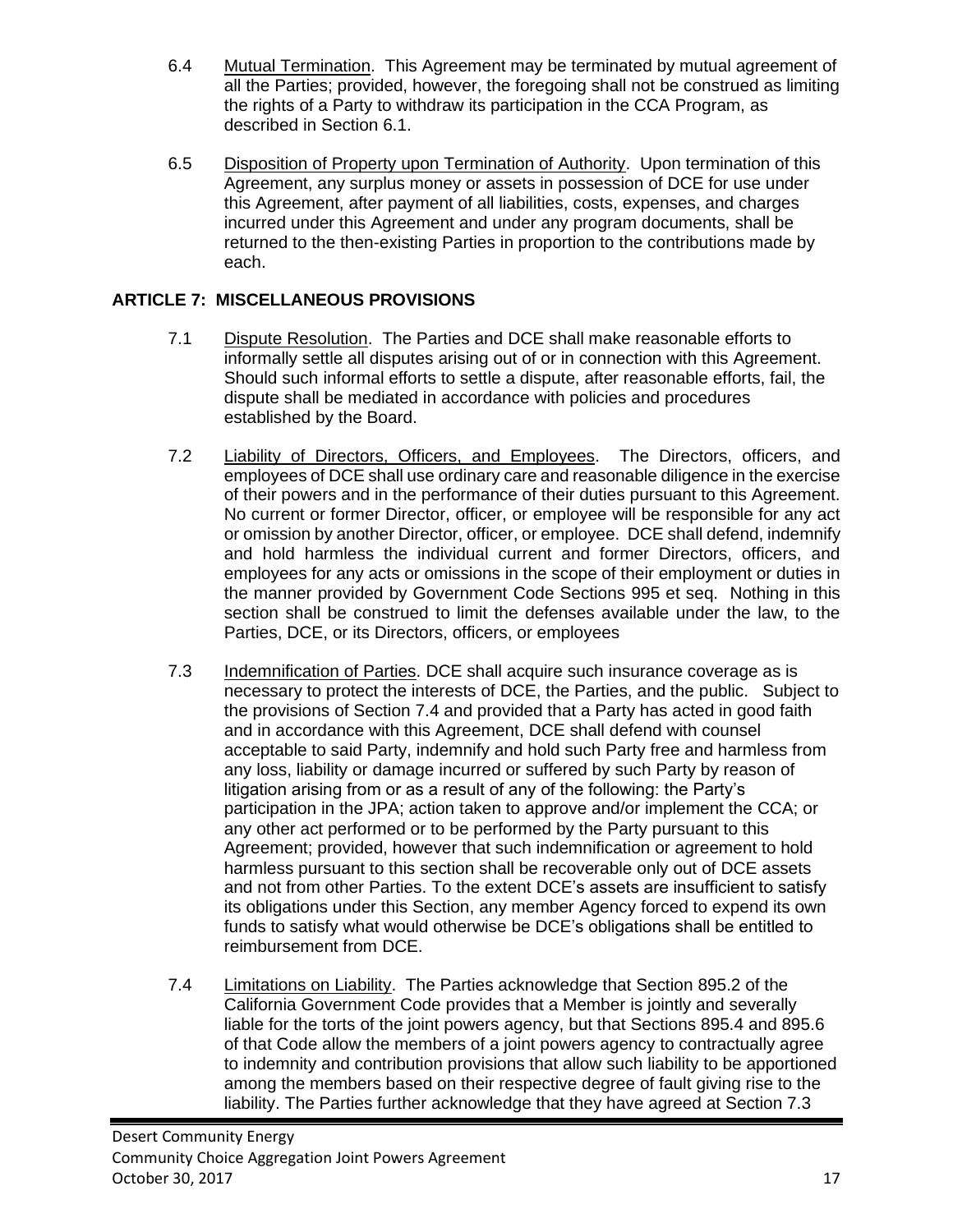6.4 Mutual Termination. This Agreement may be terminated by mutual agreement of all the Parties; provided, however, the foregoing shall not be construed as limiting the rights of a Party to withdraw its participation in the CCA Program, as described in Section 6.1.

6.5 Disposition of Property upon Termination of Authority. Upon termination of this Agreement, any surplus money or assets in possession of DCE for use under this Agreement, after payment of all liabilities, costs, expenses, and charges incurred under this Agreement and under any program documents, shall be returned to the then-existing Parties in proportion to the contributions made by each.

## ARTICLE 7: MISCELLANEOUS PROVISIONS

7.1 Dispute Resolution. The Parties and DCE shall make reasonable efforts to informally settle all disputes arising out of or in connection with this Agreement. Should such informal efforts to settle a dispute, after reasonable efforts, fail, the dispute shall be mediated in accordance with policies and procedures established by the Board.

7.2 Liability of Directors, Officers, and Employees. The Directors, officers, and employees of DCE shall use ordinary care and reasonable diligence in the exercise of their powers and in the performance of their duties pursuant to this Agreement. No current or former Director, officer, or employee will be responsible for any act or omission by another Director, officer, or employee. DCE shall defend, indemnify and hold harmless the individual current and former Directors, officers, and employees for any acts or omissions in the scope of their employment or duties in the manner provided by Government Code Sections 995 et seq. Nothing in this section shall be construed to limit the defenses available under the law, to the Parties, DCE, or its Directors, officers, or employees

7.3 Indemnification of Parties. DCE shall acquire such insurance coverage as is necessary to protect the interests of DCE, the Parties, and the public. Subject to the provisions of Section 7.4 and provided that a Party has acted in good faith and in accordance with this Agreement, DCE shall defend with counsel acceptable to said Party, indemnify and hold such Party free and harmless from any loss, liability or damage incurred or suffered by such Party by reason of litigation arising from or as a result of any of the following: the Party's participation in the JPA; action taken to approve and/or implement the CCA; or any other act performed or to be performed by the Party pursuant to this Agreement; provided, however that such indemnification or agreement to hold harmless pursuant to this section shall be recoverable only out of DCE assets and not from other Parties. To the extent DCE's assets are insufficient to satisfy its obligations under this Section, any member Agency forced to expend its own funds to satisfy what would otherwise be DCE's obligations shall be entitled to reimbursement from DCE.

7.4 Limitations on Liability. The Parties acknowledge that Section 895.2 of the California Government Code provides that a Member is jointly and severally liable for the torts of the joint powers agency, but that Sections 895.4 and 895.6 of that Code allow the members of a joint powers agency to contractually agree to indemnity and contribution provisions that allow such liability to be apportioned among the members based on their respective degree of fault giving rise to the liability. The Parties further acknowledge that they have agreed at Section 7.3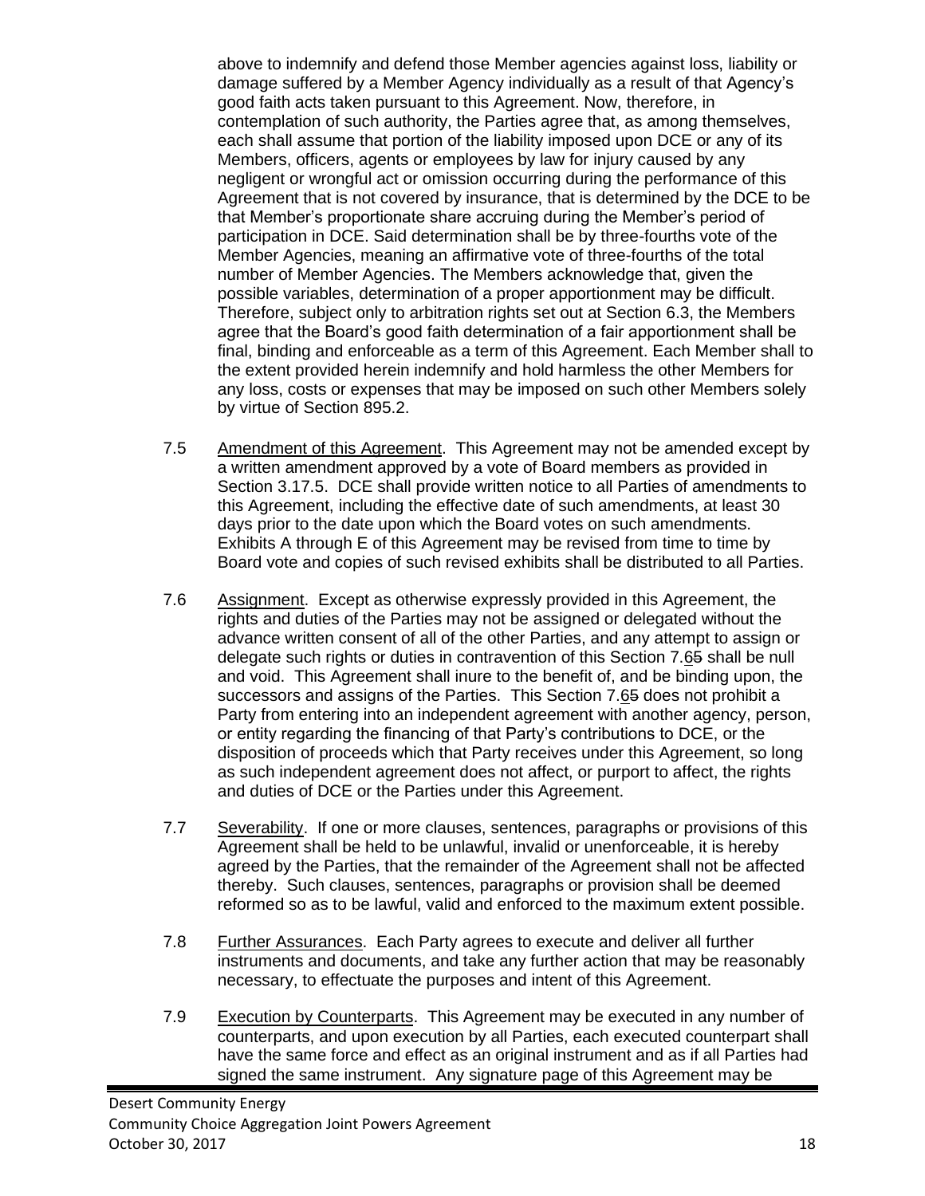above to indemnify and defend those Member agencies against loss, liability or damage suffered by a Member Agency individually as a result of that Agency's good faith acts taken pursuant to this Agreement. Now, therefore, in contemplation of such authority, the Parties agree that, as among themselves, each shall assume that portion of the liability imposed upon DCE or any of its Members, officers, agents or employees by law for injury caused by any negligent or wrongful act or omission occurring during the performance of this Agreement that is not covered by insurance, that is determined by the DCE to be that Member's proportionate share accruing during the Member's period of participation in DCE. Said determination shall be by three-fourths vote of the Member Agencies, meaning an affirmative vote of three-fourths of the total number of Member Agencies. The Members acknowledge that, given the possible variables, determination of a proper apportionment may be difficult. Therefore, subject only to arbitration rights set out at Section 6.3, the Members agree that the Board's good faith determination of a fair apportionment shall be final, binding and enforceable as a term of this Agreement. Each Member shall to the extent provided herein indemnify and hold harmless the other Members for any loss, costs or expenses that may be imposed on such other Members solely by virtue of Section 895.2.

7.5 Amendment of this Agreement. This Agreement may not be amended except by a written amendment approved by a vote of Board members as provided in Section 3.17.5. DCE shall provide written notice to all Parties of amendments to this Agreement, including the effective date of such amendments, at least 30 days prior to the date upon which the Board votes on such amendments. Exhibits A through E of this Agreement may be revised from time to time by Board vote and copies of such revised exhibits shall be distributed to all Parties.

7.6 Assignment. Except as otherwise expressly provided in this Agreement, the rights and duties of the Parties may not be assigned or delegated without the advance written consent of all of the other Parties, and any attempt to assign or delegate such rights or duties in contravention of this Section 7.6~~5~~ shall be null and void. This Agreement shall inure to the benefit of, and be binding upon, the successors and assigns of the Parties. This Section 7.6~~5~~ does not prohibit a Party from entering into an independent agreement with another agency, person, or entity regarding the financing of that Party's contributions to DCE, or the disposition of proceeds which that Party receives under this Agreement, so long as such independent agreement does not affect, or purport to affect, the rights and duties of DCE or the Parties under this Agreement.

7.7 Severability. If one or more clauses, sentences, paragraphs or provisions of this Agreement shall be held to be unlawful, invalid or unenforceable, it is hereby agreed by the Parties, that the remainder of the Agreement shall not be affected thereby. Such clauses, sentences, paragraphs or provision shall be deemed reformed so as to be lawful, valid and enforced to the maximum extent possible.

7.8 Further Assurances. Each Party agrees to execute and deliver all further instruments and documents, and take any further action that may be reasonably necessary, to effectuate the purposes and intent of this Agreement.

7.9 Execution by Counterparts. This Agreement may be executed in any number of counterparts, and upon execution by all Parties, each executed counterpart shall have the same force and effect as an original instrument and as if all Parties had signed the same instrument. Any signature page of this Agreement may be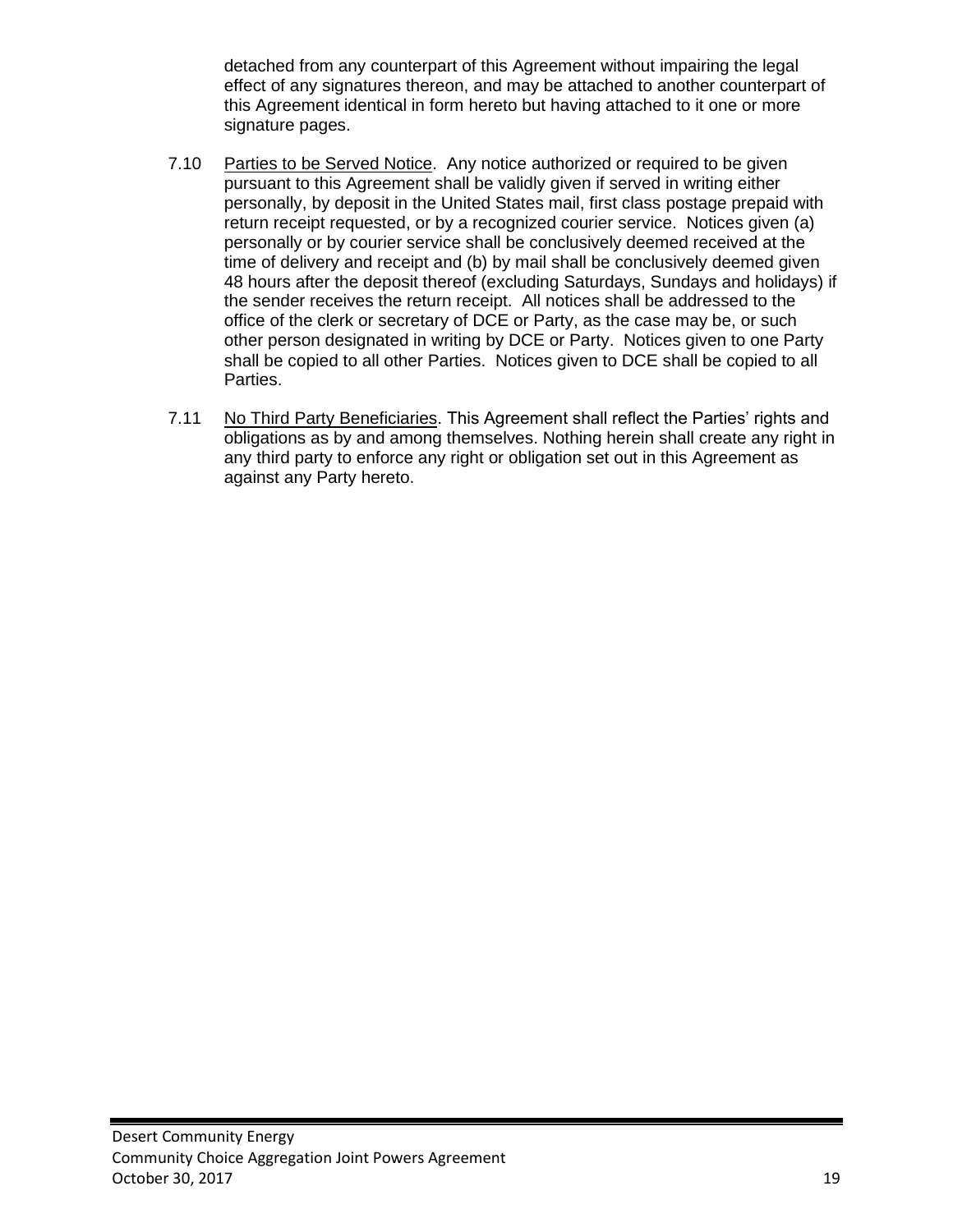detached from any counterpart of this Agreement without impairing the legal effect of any signatures thereon, and may be attached to another counterpart of this Agreement identical in form hereto but having attached to it one or more signature pages.

7.10 Parties to be Served Notice. Any notice authorized or required to be given pursuant to this Agreement shall be validly given if served in writing either personally, by deposit in the United States mail, first class postage prepaid with return receipt requested, or by a recognized courier service. Notices given (a) personally or by courier service shall be conclusively deemed received at the time of delivery and receipt and (b) by mail shall be conclusively deemed given 48 hours after the deposit thereof (excluding Saturdays, Sundays and holidays) if the sender receives the return receipt. All notices shall be addressed to the office of the clerk or secretary of DCE or Party, as the case may be, or such other person designated in writing by DCE or Party. Notices given to one Party shall be copied to all other Parties. Notices given to DCE shall be copied to all Parties.

7.11 No Third Party Beneficiaries. This Agreement shall reflect the Parties' rights and obligations as by and among themselves. Nothing herein shall create any right in any third party to enforce any right or obligation set out in this Agreement as against any Party hereto.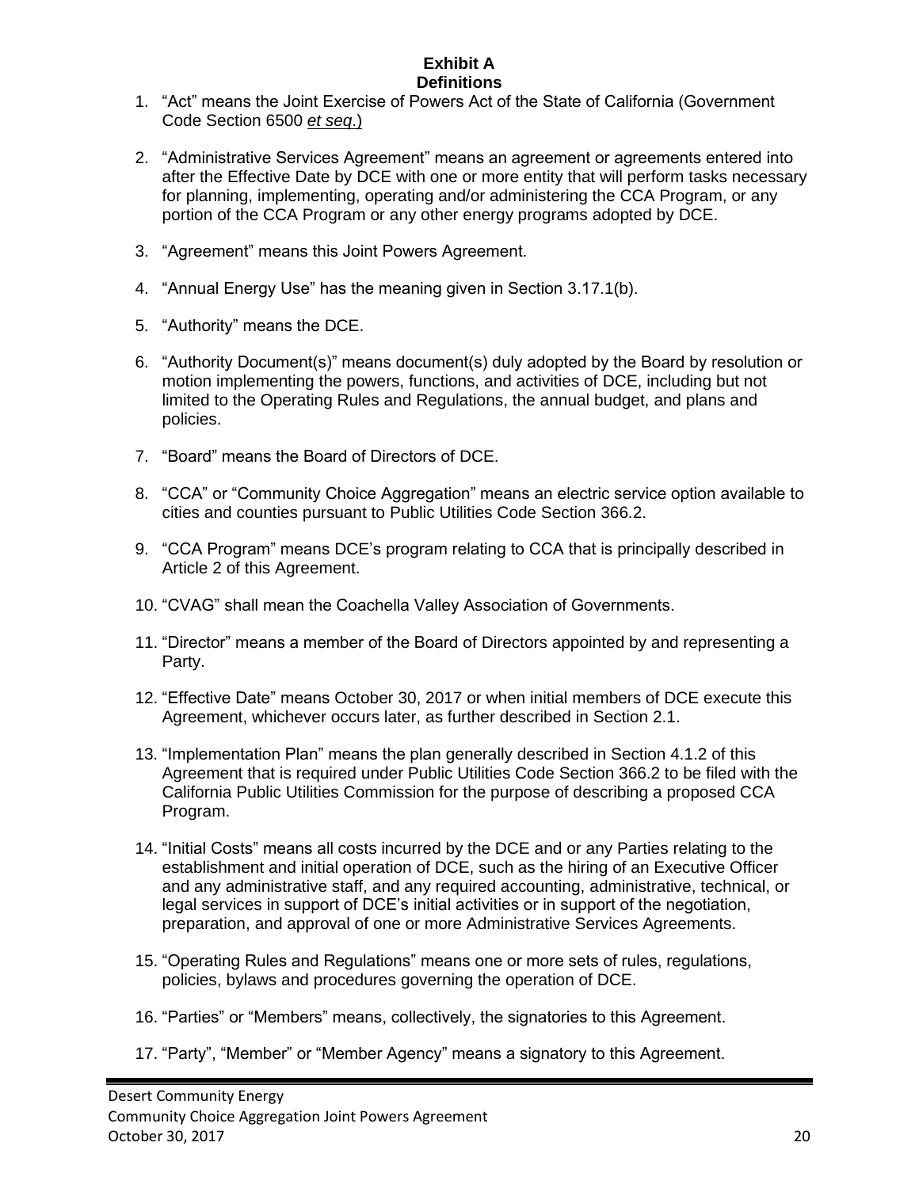**Exhibit A**
**Definitions**

1. "Act" means the Joint Exercise of Powers Act of the State of California (Government Code Section 6500 *et seq.*)

2. "Administrative Services Agreement" means an agreement or agreements entered into after the Effective Date by DCE with one or more entity that will perform tasks necessary for planning, implementing, operating and/or administering the CCA Program, or any portion of the CCA Program or any other energy programs adopted by DCE.

3. "Agreement" means this Joint Powers Agreement.

4. "Annual Energy Use" has the meaning given in Section 3.17.1(b).

5. "Authority" means the DCE.

6. "Authority Document(s)" means document(s) duly adopted by the Board by resolution or motion implementing the powers, functions, and activities of DCE, including but not limited to the Operating Rules and Regulations, the annual budget, and plans and policies.

7. "Board" means the Board of Directors of DCE.

8. "CCA" or "Community Choice Aggregation" means an electric service option available to cities and counties pursuant to Public Utilities Code Section 366.2.

9. "CCA Program" means DCE's program relating to CCA that is principally described in Article 2 of this Agreement.

10. "CVAG" shall mean the Coachella Valley Association of Governments.

11. "Director" means a member of the Board of Directors appointed by and representing a Party.

12. "Effective Date" means October 30, 2017 or when initial members of DCE execute this Agreement, whichever occurs later, as further described in Section 2.1.

13. "Implementation Plan" means the plan generally described in Section 4.1.2 of this Agreement that is required under Public Utilities Code Section 366.2 to be filed with the California Public Utilities Commission for the purpose of describing a proposed CCA Program.

14. "Initial Costs" means all costs incurred by the DCE and or any Parties relating to the establishment and initial operation of DCE, such as the hiring of an Executive Officer and any administrative staff, and any required accounting, administrative, technical, or legal services in support of DCE's initial activities or in support of the negotiation, preparation, and approval of one or more Administrative Services Agreements.

15. "Operating Rules and Regulations" means one or more sets of rules, regulations, policies, bylaws and procedures governing the operation of DCE.

16. "Parties" or "Members" means, collectively, the signatories to this Agreement.

17. "Party", "Member" or "Member Agency" means a signatory to this Agreement.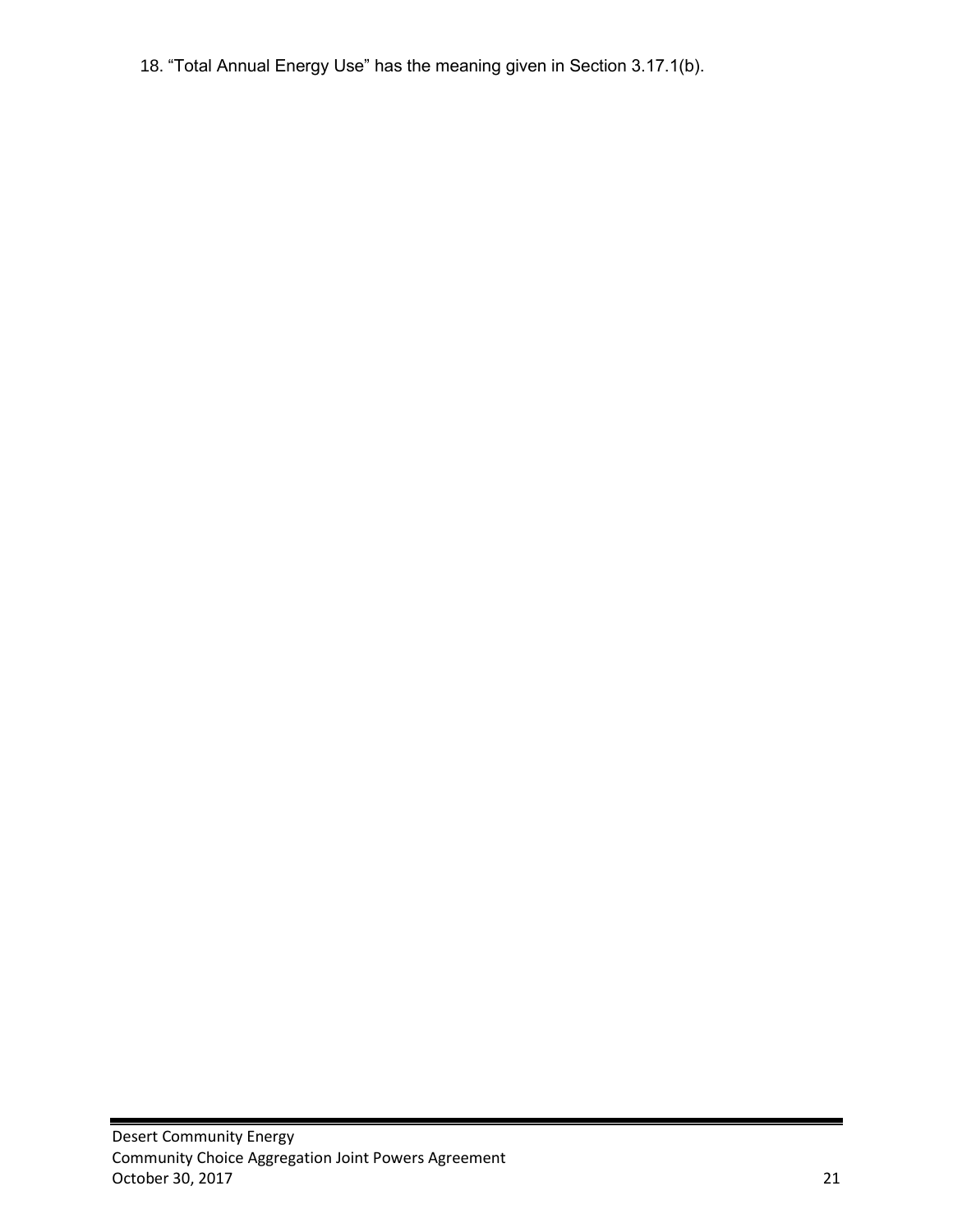18. "Total Annual Energy Use" has the meaning given in Section 3.17.1(b).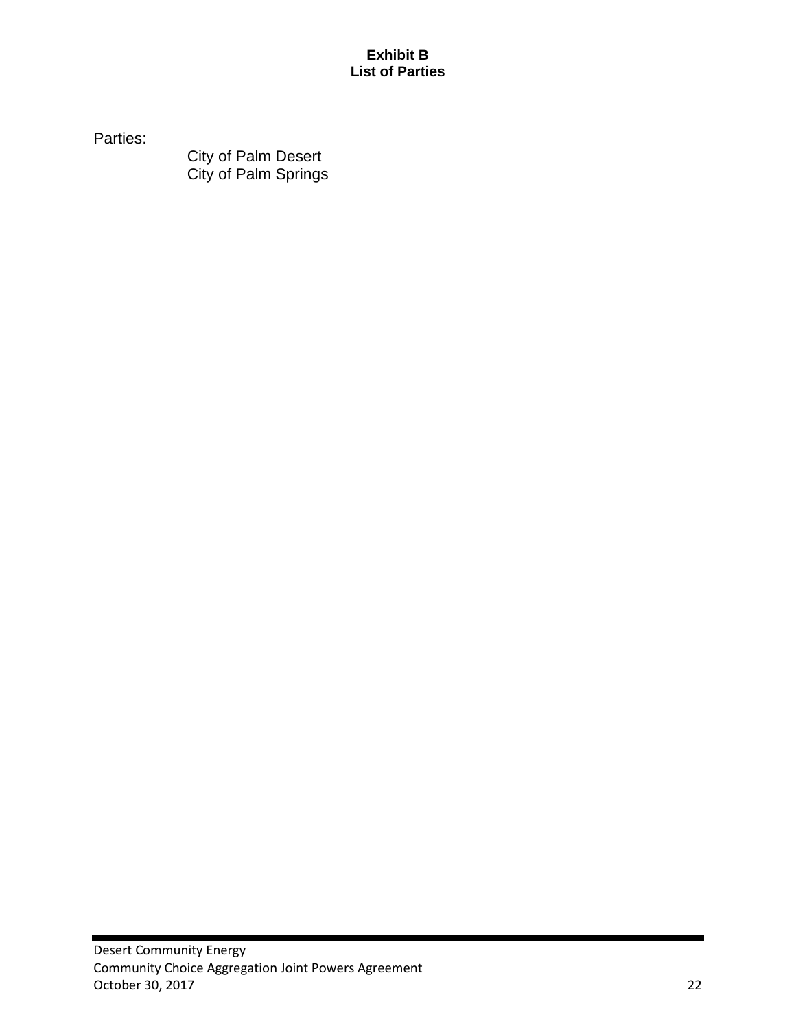**Exhibit B**
**List of Parties**

Parties:

City of Palm Desert
City of Palm Springs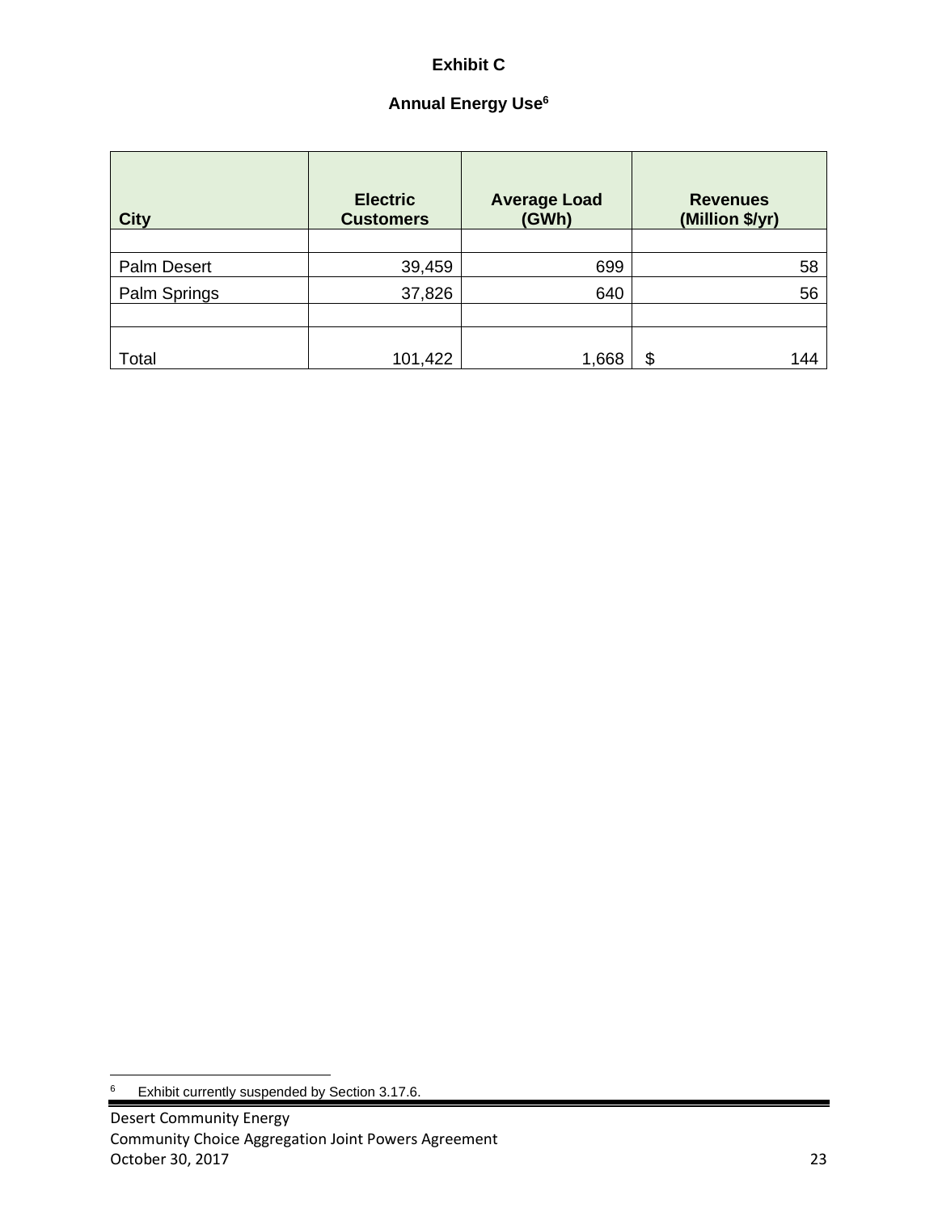**Exhibit C**

**Annual Energy Use**[6]

| City | Electric Customers | Average Load (GWh) | Revenues (Million $/yr) |
|---|---|---|---|
| | | | |
| Palm Desert | 39,459 | 699 | 58 |
| Palm Springs | 37,826 | 640 | 56 |
| | | | |
| Total | 101,422 | 1,668 | $ 144 |

---

6 Exhibit currently suspended by Section 3.17.6.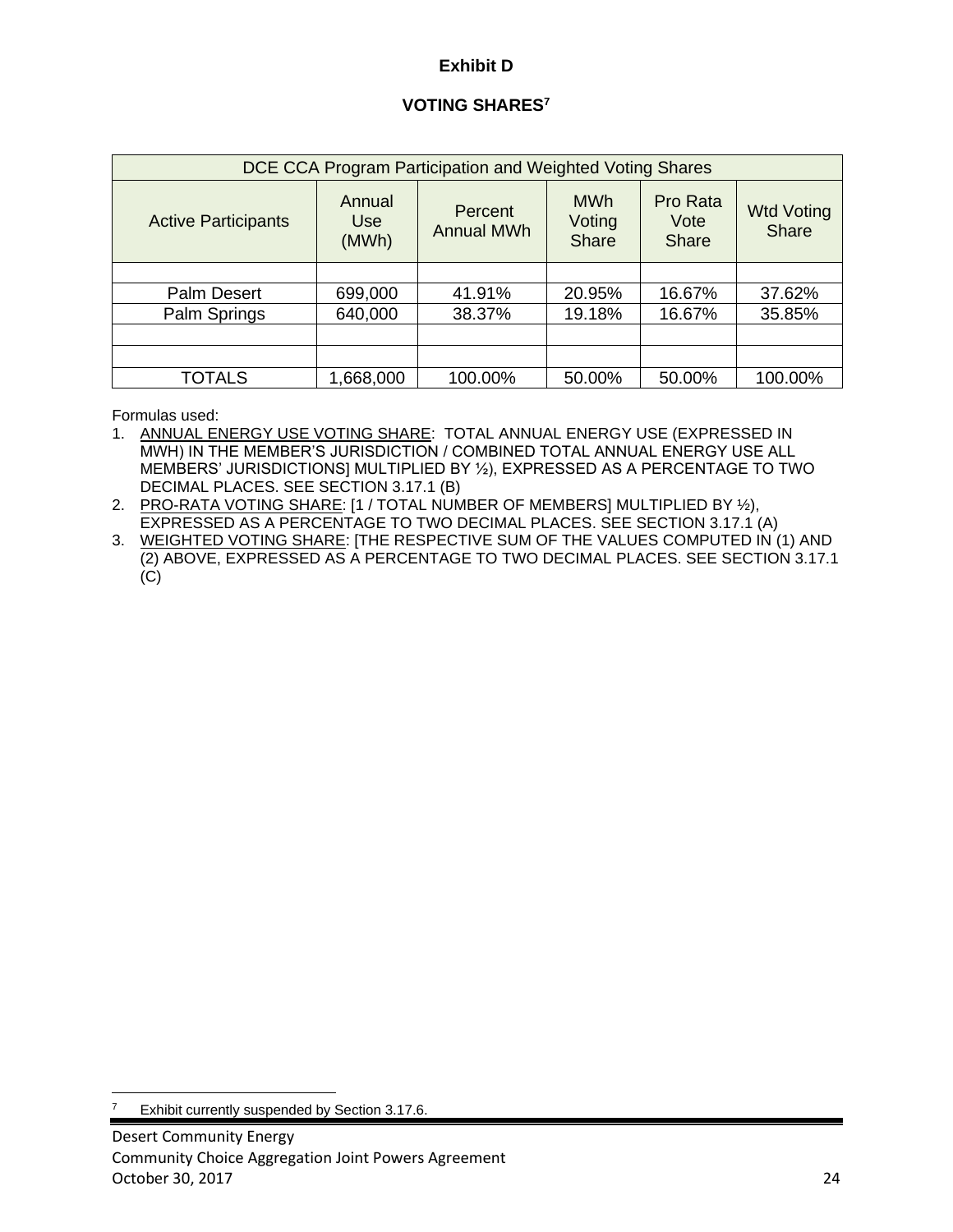**Exhibit D**

**VOTING SHARES[7]**

| DCE CCA Program Participation and Weighted Voting Shares | | | | | |
|---|---|---|---|---|---|
| Active Participants | Annual Use (MWh) | Percent Annual MWh | MWh Voting Share | Pro Rata Vote Share | Wtd Voting Share |
| | | | | | |
| Palm Desert | 699,000 | 41.91% | 20.95% | 16.67% | 37.62% |
| Palm Springs | 640,000 | 38.37% | 19.18% | 16.67% | 35.85% |
| | | | | | |
| | | | | | |
| TOTALS | 1,668,000 | 100.00% | 50.00% | 50.00% | 100.00% |

Formulas used:

1. ANNUAL ENERGY USE VOTING SHARE: TOTAL ANNUAL ENERGY USE (EXPRESSED IN MWH) IN THE MEMBER'S JURISDICTION / COMBINED TOTAL ANNUAL ENERGY USE ALL MEMBERS' JURISDICTIONS] MULTIPLIED BY ½), EXPRESSED AS A PERCENTAGE TO TWO DECIMAL PLACES. SEE SECTION 3.17.1 (B)
2. PRO-RATA VOTING SHARE: [1 / TOTAL NUMBER OF MEMBERS] MULTIPLIED BY ½), EXPRESSED AS A PERCENTAGE TO TWO DECIMAL PLACES. SEE SECTION 3.17.1 (A)
3. WEIGHTED VOTING SHARE: [THE RESPECTIVE SUM OF THE VALUES COMPUTED IN (1) AND (2) ABOVE, EXPRESSED AS A PERCENTAGE TO TWO DECIMAL PLACES. SEE SECTION 3.17.1 (C)

[7] Exhibit currently suspended by Section 3.17.6.